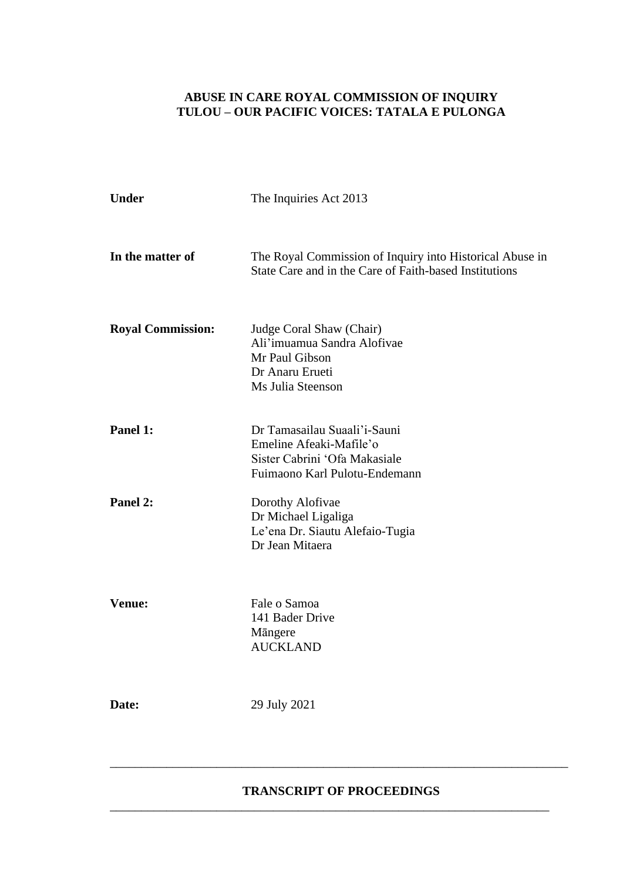**ABUSE IN CARE ROYAL COMMISSION OF INQUIRY**
**TULOU – OUR PACIFIC VOICES: TATALA E PULONGA**

| | |
|---|---|
| **Under** | The Inquiries Act 2013 |
| **In the matter of** | The Royal Commission of Inquiry into Historical Abuse in State Care and in the Care of Faith-based Institutions |
| **Royal Commission:** | Judge Coral Shaw (Chair)<br>Ali'imuamua Sandra Alofivae<br>Mr Paul Gibson<br>Dr Anaru Erueti<br>Ms Julia Steenson |
| **Panel 1:** | Dr Tamasailau Suaali'i-Sauni<br>Emeline Afeaki-Mafile'o<br>Sister Cabrini 'Ofa Makasiale<br>Fuimaono Karl Pulotu-Endemann |
| **Panel 2:** | Dorothy Alofivae<br>Dr Michael Ligaliga<br>Le'ena Dr. Siautu Alefaio-Tugia<br>Dr Jean Mitaera |
| **Venue:** | Fale o Samoa<br>141 Bader Drive<br>Māngere<br>AUCKLAND |
| **Date:** | 29 July 2021 |

---

**TRANSCRIPT OF PROCEEDINGS**

---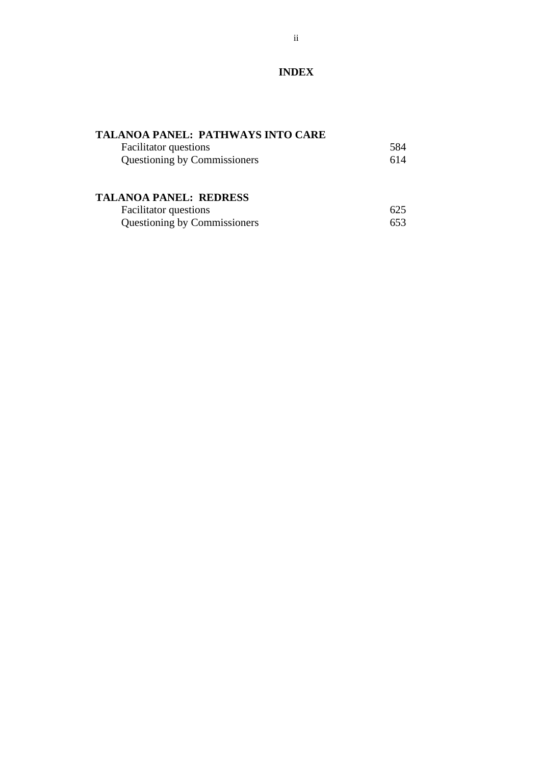# INDEX

**TALANOA PANEL: PATHWAYS INTO CARE**

| | |
|---|---|
| Facilitator questions | 584 |
| Questioning by Commissioners | 614 |

**TALANOA PANEL: REDRESS**

| | |
|---|---|
| Facilitator questions | 625 |
| Questioning by Commissioners | 653 |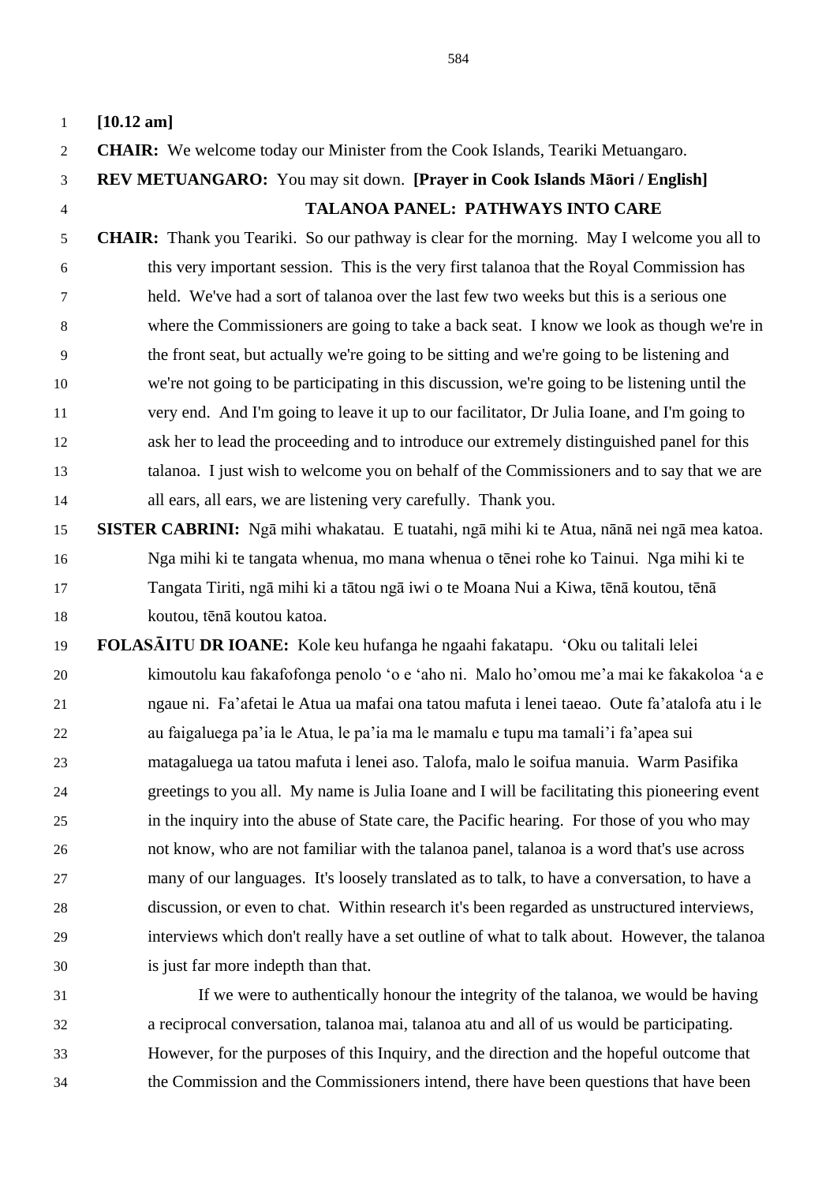**[10.12 am]**

**CHAIR:** We welcome today our Minister from the Cook Islands, Teariki Metuangaro.

**REV METUANGARO:** You may sit down. **[Prayer in Cook Islands Māori / English]**

## TALANOA PANEL: PATHWAYS INTO CARE

**CHAIR:** Thank you Teariki. So our pathway is clear for the morning. May I welcome you all to this very important session. This is the very first talanoa that the Royal Commission has held. We've had a sort of talanoa over the last few two weeks but this is a serious one where the Commissioners are going to take a back seat. I know we look as though we're in the front seat, but actually we're going to be sitting and we're going to be listening and we're not going to be participating in this discussion, we're going to be listening until the very end. And I'm going to leave it up to our facilitator, Dr Julia Ioane, and I'm going to ask her to lead the proceeding and to introduce our extremely distinguished panel for this talanoa. I just wish to welcome you on behalf of the Commissioners and to say that we are all ears, all ears, we are listening very carefully. Thank you.

**SISTER CABRINI:** Ngā mihi whakatau. E tuatahi, ngā mihi ki te Atua, nānā nei ngā mea katoa. Nga mihi ki te tangata whenua, mo mana whenua o tēnei rohe ko Tainui. Nga mihi ki te Tangata Tiriti, ngā mihi ki a tātou ngā iwi o te Moana Nui a Kiwa, tēnā koutou, tēnā koutou, tēnā koutou katoa.

**FOLASĀITU DR IOANE:** Kole keu hufanga he ngaahi fakatapu. 'Oku ou talitali lelei kimoutolu kau fakafofonga penolo 'o e 'aho ni. Malo ho'omou me'a mai ke fakakoloa 'a e ngaue ni. Fa'afetai le Atua ua mafai ona tatou mafuta i lenei taeao. Oute fa'atalofa atu i le au faigaluega pa'ia le Atua, le pa'ia ma le mamalu e tupu ma tamali'i fa'apea sui matagaluega ua tatou mafuta i lenei aso. Talofa, malo le soifua manuia. Warm Pasifika greetings to you all. My name is Julia Ioane and I will be facilitating this pioneering event in the inquiry into the abuse of State care, the Pacific hearing. For those of you who may not know, who are not familiar with the talanoa panel, talanoa is a word that's use across many of our languages. It's loosely translated as to talk, to have a conversation, to have a discussion, or even to chat. Within research it's been regarded as unstructured interviews, interviews which don't really have a set outline of what to talk about. However, the talanoa is just far more indepth than that.

If we were to authentically honour the integrity of the talanoa, we would be having a reciprocal conversation, talanoa mai, talanoa atu and all of us would be participating. However, for the purposes of this Inquiry, and the direction and the hopeful outcome that the Commission and the Commissioners intend, there have been questions that have been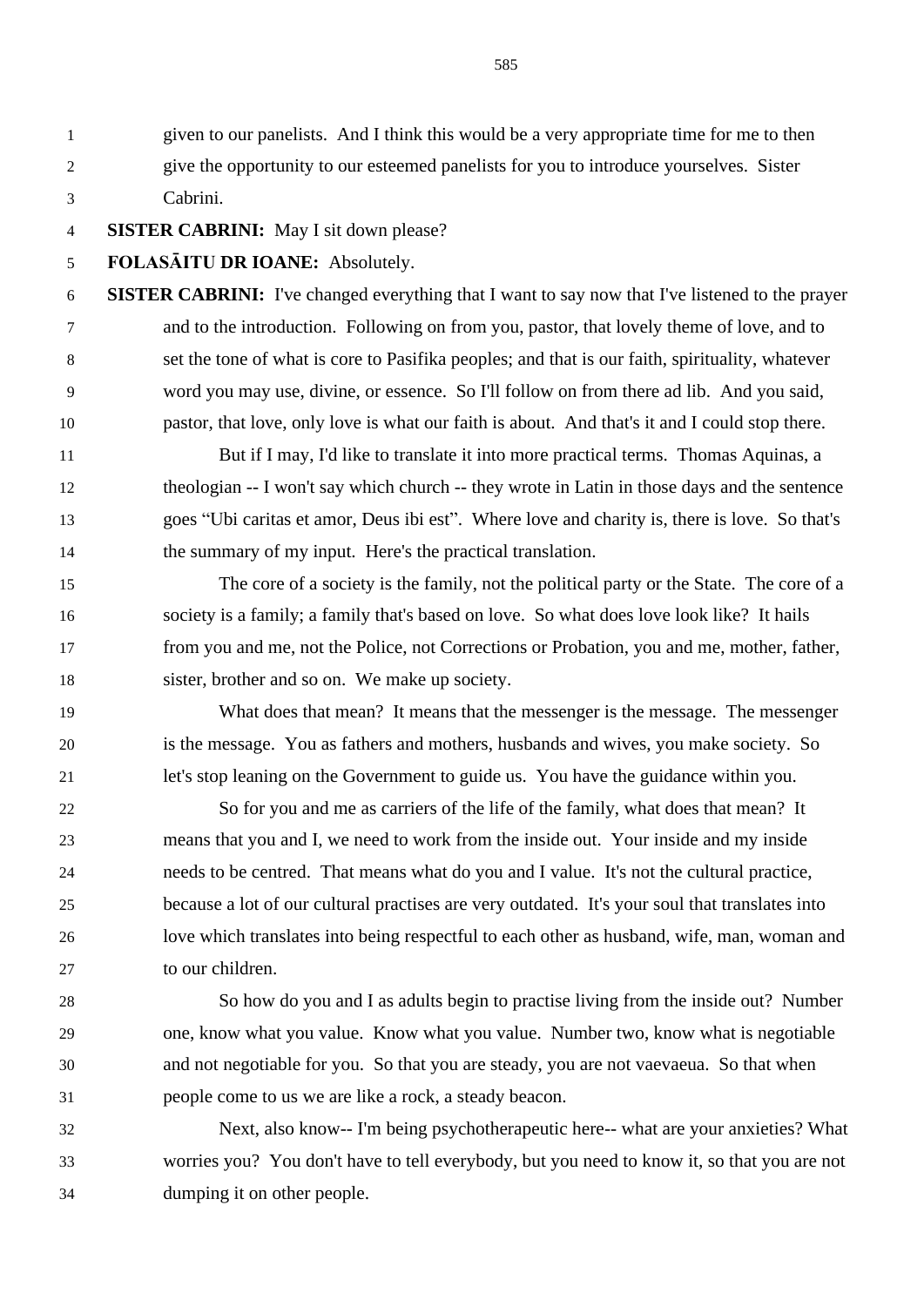given to our panelists. And I think this would be a very appropriate time for me to then give the opportunity to our esteemed panelists for you to introduce yourselves. Sister Cabrini.

**SISTER CABRINI:** May I sit down please?

**FOLASĀITU DR IOANE:** Absolutely.

**SISTER CABRINI:** I've changed everything that I want to say now that I've listened to the prayer and to the introduction. Following on from you, pastor, that lovely theme of love, and to set the tone of what is core to Pasifika peoples; and that is our faith, spirituality, whatever word you may use, divine, or essence. So I'll follow on from there ad lib. And you said, pastor, that love, only love is what our faith is about. And that's it and I could stop there.

But if I may, I'd like to translate it into more practical terms. Thomas Aquinas, a theologian -- I won't say which church -- they wrote in Latin in those days and the sentence goes "Ubi caritas et amor, Deus ibi est". Where love and charity is, there is love. So that's the summary of my input. Here's the practical translation.

The core of a society is the family, not the political party or the State. The core of a society is a family; a family that's based on love. So what does love look like? It hails from you and me, not the Police, not Corrections or Probation, you and me, mother, father, sister, brother and so on. We make up society.

What does that mean? It means that the messenger is the message. The messenger is the message. You as fathers and mothers, husbands and wives, you make society. So let's stop leaning on the Government to guide us. You have the guidance within you.

So for you and me as carriers of the life of the family, what does that mean? It means that you and I, we need to work from the inside out. Your inside and my inside needs to be centred. That means what do you and I value. It's not the cultural practice, because a lot of our cultural practises are very outdated. It's your soul that translates into love which translates into being respectful to each other as husband, wife, man, woman and to our children.

So how do you and I as adults begin to practise living from the inside out? Number one, know what you value. Know what you value. Number two, know what is negotiable and not negotiable for you. So that you are steady, you are not vaevaeua. So that when people come to us we are like a rock, a steady beacon.

Next, also know-- I'm being psychotherapeutic here-- what are your anxieties? What worries you? You don't have to tell everybody, but you need to know it, so that you are not dumping it on other people.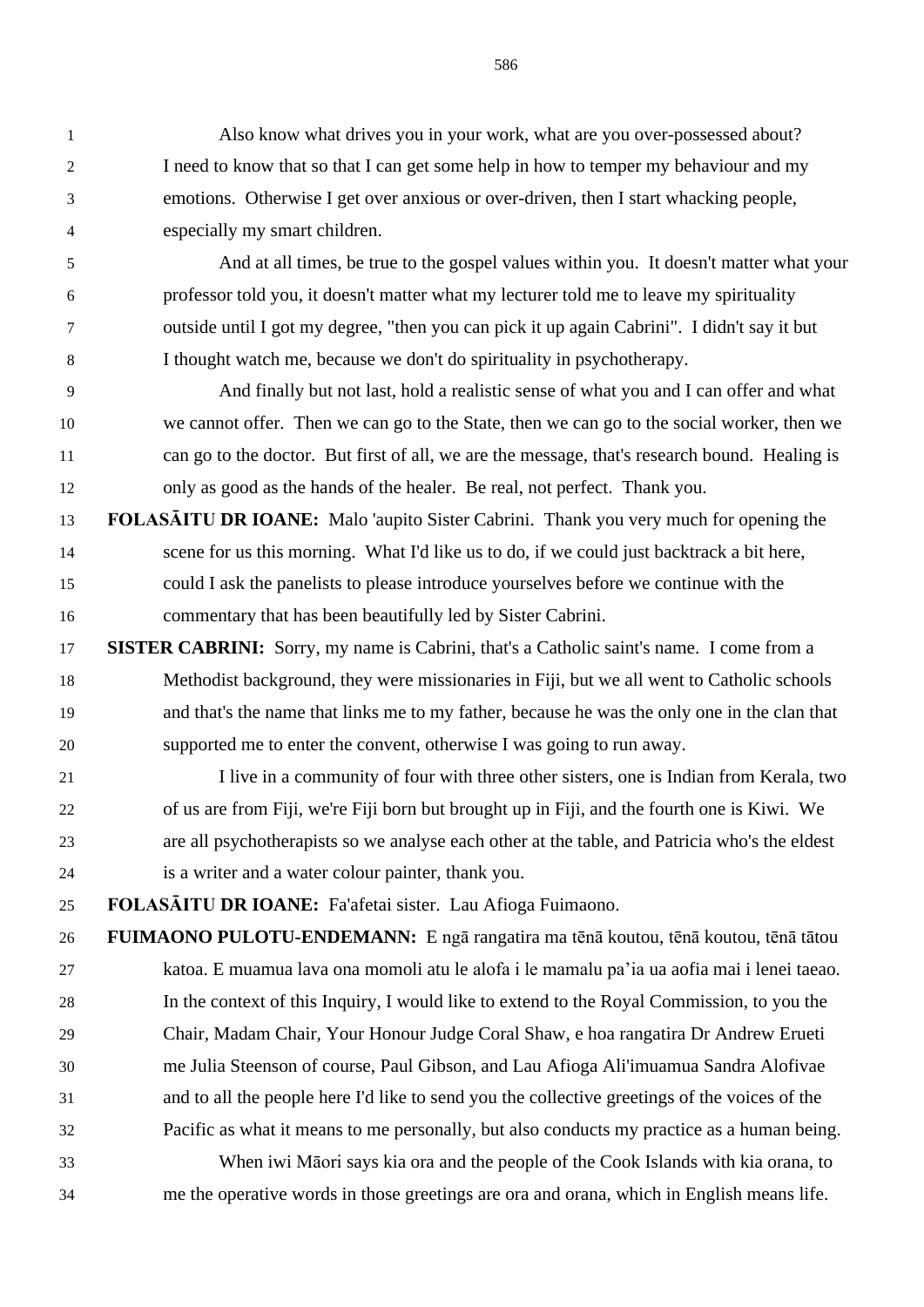Also know what drives you in your work, what are you over-possessed about? I need to know that so that I can get some help in how to temper my behaviour and my emotions. Otherwise I get over anxious or over-driven, then I start whacking people, especially my smart children.

And at all times, be true to the gospel values within you. It doesn't matter what your professor told you, it doesn't matter what my lecturer told me to leave my spirituality outside until I got my degree, "then you can pick it up again Cabrini". I didn't say it but I thought watch me, because we don't do spirituality in psychotherapy.

And finally but not last, hold a realistic sense of what you and I can offer and what we cannot offer. Then we can go to the State, then we can go to the social worker, then we can go to the doctor. But first of all, we are the message, that's research bound. Healing is only as good as the hands of the healer. Be real, not perfect. Thank you.

**FOLASĀITU DR IOANE:** Malo 'aupito Sister Cabrini. Thank you very much for opening the scene for us this morning. What I'd like us to do, if we could just backtrack a bit here, could I ask the panelists to please introduce yourselves before we continue with the commentary that has been beautifully led by Sister Cabrini.

**SISTER CABRINI:** Sorry, my name is Cabrini, that's a Catholic saint's name. I come from a Methodist background, they were missionaries in Fiji, but we all went to Catholic schools and that's the name that links me to my father, because he was the only one in the clan that supported me to enter the convent, otherwise I was going to run away.

I live in a community of four with three other sisters, one is Indian from Kerala, two of us are from Fiji, we're Fiji born but brought up in Fiji, and the fourth one is Kiwi. We are all psychotherapists so we analyse each other at the table, and Patricia who's the eldest is a writer and a water colour painter, thank you.

**FOLASĀITU DR IOANE:** Fa'afetai sister. Lau Afioga Fuimaono.

**FUIMAONO PULOTU-ENDEMANN:** E ngā rangatira ma tēnā koutou, tēnā koutou, tēnā tātou katoa. E muamua lava ona momoli atu le alofa i le mamalu pa'ia ua aofia mai i lenei taeao. In the context of this Inquiry, I would like to extend to the Royal Commission, to you the Chair, Madam Chair, Your Honour Judge Coral Shaw, e hoa rangatira Dr Andrew Erueti me Julia Steenson of course, Paul Gibson, and Lau Afioga Ali'imuamua Sandra Alofivae and to all the people here I'd like to send you the collective greetings of the voices of the Pacific as what it means to me personally, but also conducts my practice as a human being.

When iwi Māori says kia ora and the people of the Cook Islands with kia orana, to me the operative words in those greetings are ora and orana, which in English means life.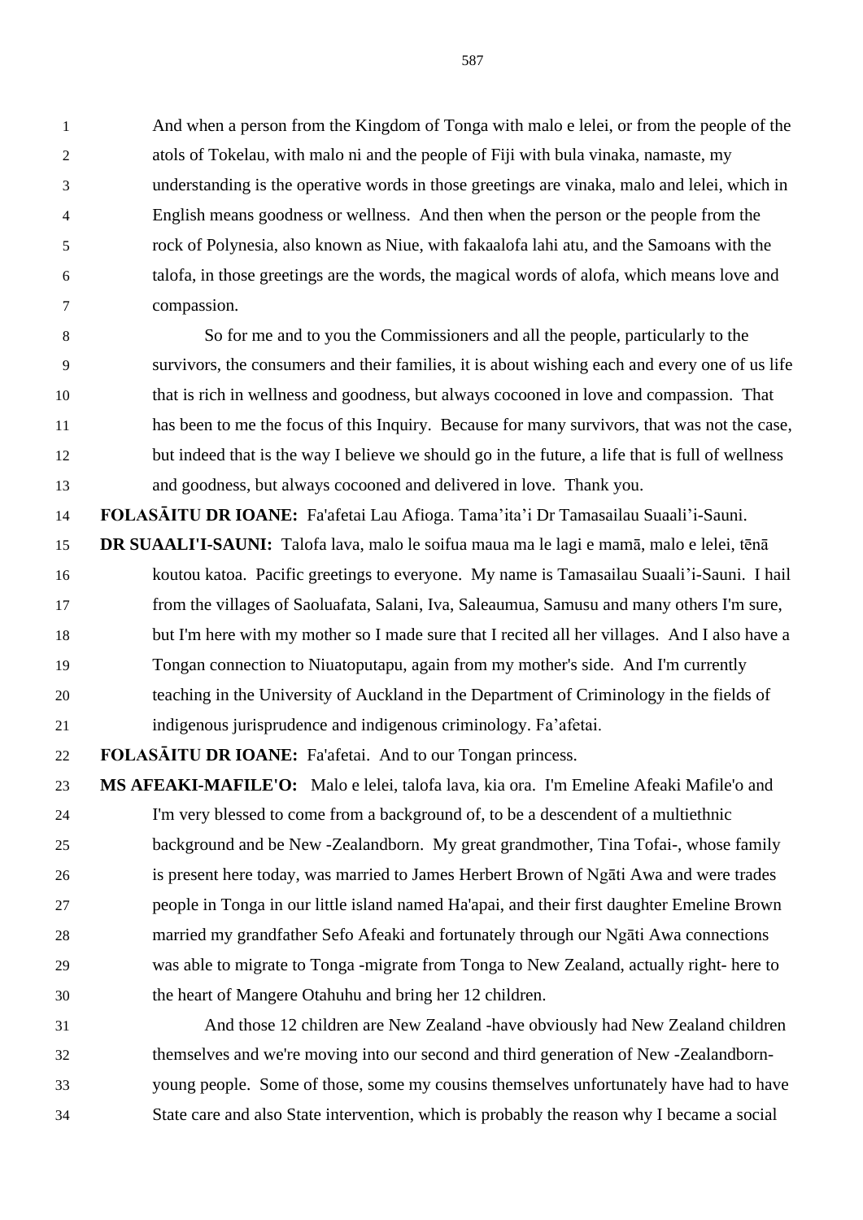And when a person from the Kingdom of Tonga with malo e lelei, or from the people of the atols of Tokelau, with malo ni and the people of Fiji with bula vinaka, namaste, my understanding is the operative words in those greetings are vinaka, malo and lelei, which in English means goodness or wellness. And then when the person or the people from the rock of Polynesia, also known as Niue, with fakaalofa lahi atu, and the Samoans with the talofa, in those greetings are the words, the magical words of alofa, which means love and compassion.

So for me and to you the Commissioners and all the people, particularly to the survivors, the consumers and their families, it is about wishing each and every one of us life that is rich in wellness and goodness, but always cocooned in love and compassion. That has been to me the focus of this Inquiry. Because for many survivors, that was not the case, but indeed that is the way I believe we should go in the future, a life that is full of wellness and goodness, but always cocooned and delivered in love. Thank you.

**FOLASĀITU DR IOANE:** Fa'afetai Lau Afioga. Tama'ita'i Dr Tamasailau Suaali'i-Sauni.

**DR SUAALI'I-SAUNI:** Talofa lava, malo le soifua maua ma le lagi e mamā, malo e lelei, tēnā koutou katoa. Pacific greetings to everyone. My name is Tamasailau Suaali'i-Sauni. I hail from the villages of Saoluafata, Salani, Iva, Saleaumua, Samusu and many others I'm sure, but I'm here with my mother so I made sure that I recited all her villages. And I also have a Tongan connection to Niuatoputapu, again from my mother's side. And I'm currently teaching in the University of Auckland in the Department of Criminology in the fields of indigenous jurisprudence and indigenous criminology. Fa'afetai.

**FOLASĀITU DR IOANE:** Fa'afetai. And to our Tongan princess.

**MS AFEAKI-MAFILE'O:** Malo e lelei, talofa lava, kia ora. I'm Emeline Afeaki Mafile'o and I'm very blessed to come from a background of, to be a descendent of a multiethnic background and be New -Zealandborn. My great grandmother, Tina Tofai-, whose family is present here today, was married to James Herbert Brown of Ngāti Awa and were trades people in Tonga in our little island named Ha'apai, and their first daughter Emeline Brown married my grandfather Sefo Afeaki and fortunately through our Ngāti Awa connections was able to migrate to Tonga -migrate from Tonga to New Zealand, actually right- here to the heart of Mangere Otahuhu and bring her 12 children.

And those 12 children are New Zealand -have obviously had New Zealand children themselves and we're moving into our second and third generation of New -Zealandborn- young people. Some of those, some my cousins themselves unfortunately have had to have State care and also State intervention, which is probably the reason why I became a social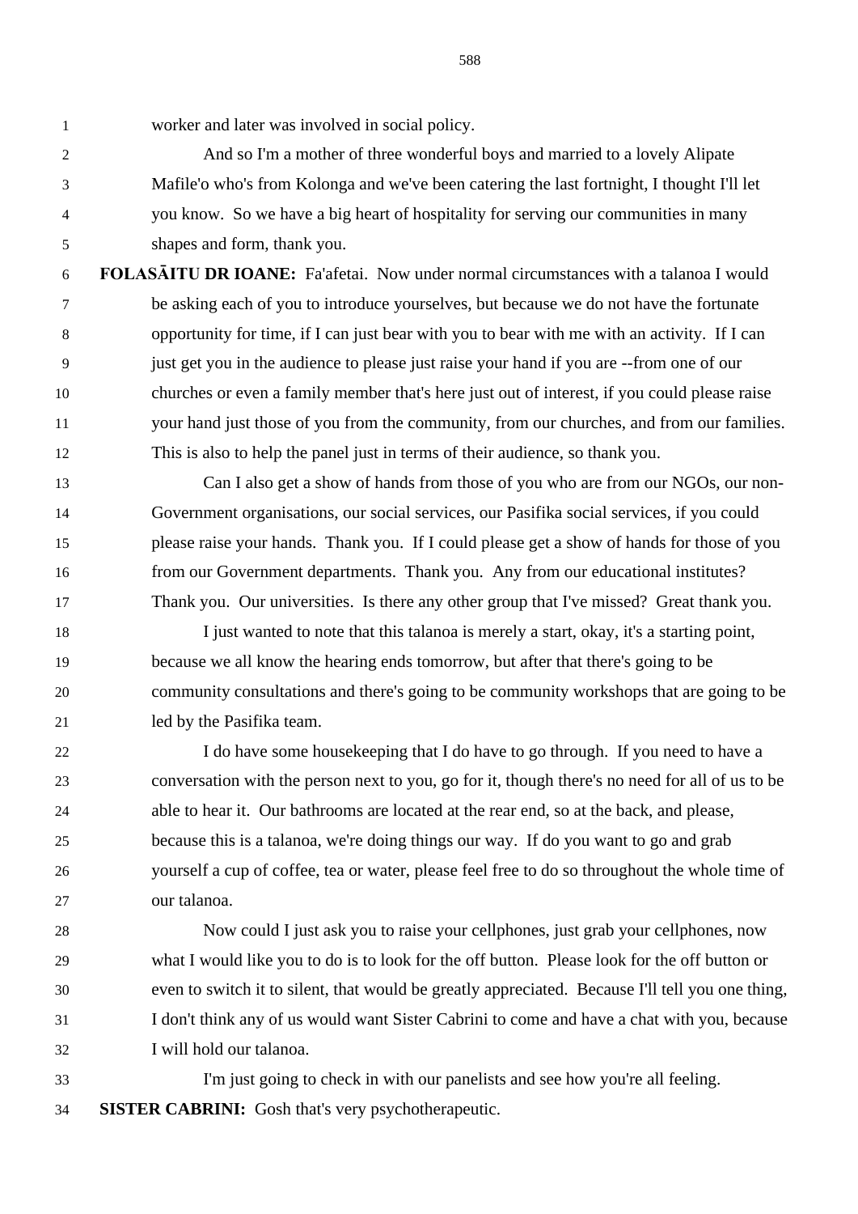worker and later was involved in social policy.

And so I'm a mother of three wonderful boys and married to a lovely Alipate Mafile'o who's from Kolonga and we've been catering the last fortnight, I thought I'll let you know. So we have a big heart of hospitality for serving our communities in many shapes and form, thank you.

**FOLASĀITU DR IOANE:** Fa'afetai. Now under normal circumstances with a talanoa I would be asking each of you to introduce yourselves, but because we do not have the fortunate opportunity for time, if I can just bear with you to bear with me with an activity. If I can just get you in the audience to please just raise your hand if you are --from one of our churches or even a family member that's here just out of interest, if you could please raise your hand just those of you from the community, from our churches, and from our families. This is also to help the panel just in terms of their audience, so thank you.

Can I also get a show of hands from those of you who are from our NGOs, our non-Government organisations, our social services, our Pasifika social services, if you could please raise your hands. Thank you. If I could please get a show of hands for those of you from our Government departments. Thank you. Any from our educational institutes? Thank you. Our universities. Is there any other group that I've missed? Great thank you.

I just wanted to note that this talanoa is merely a start, okay, it's a starting point, because we all know the hearing ends tomorrow, but after that there's going to be community consultations and there's going to be community workshops that are going to be led by the Pasifika team.

I do have some housekeeping that I do have to go through. If you need to have a conversation with the person next to you, go for it, though there's no need for all of us to be able to hear it. Our bathrooms are located at the rear end, so at the back, and please, because this is a talanoa, we're doing things our way. If do you want to go and grab yourself a cup of coffee, tea or water, please feel free to do so throughout the whole time of our talanoa.

Now could I just ask you to raise your cellphones, just grab your cellphones, now what I would like you to do is to look for the off button. Please look for the off button or even to switch it to silent, that would be greatly appreciated. Because I'll tell you one thing, I don't think any of us would want Sister Cabrini to come and have a chat with you, because I will hold our talanoa.

I'm just going to check in with our panelists and see how you're all feeling.

**SISTER CABRINI:** Gosh that's very psychotherapeutic.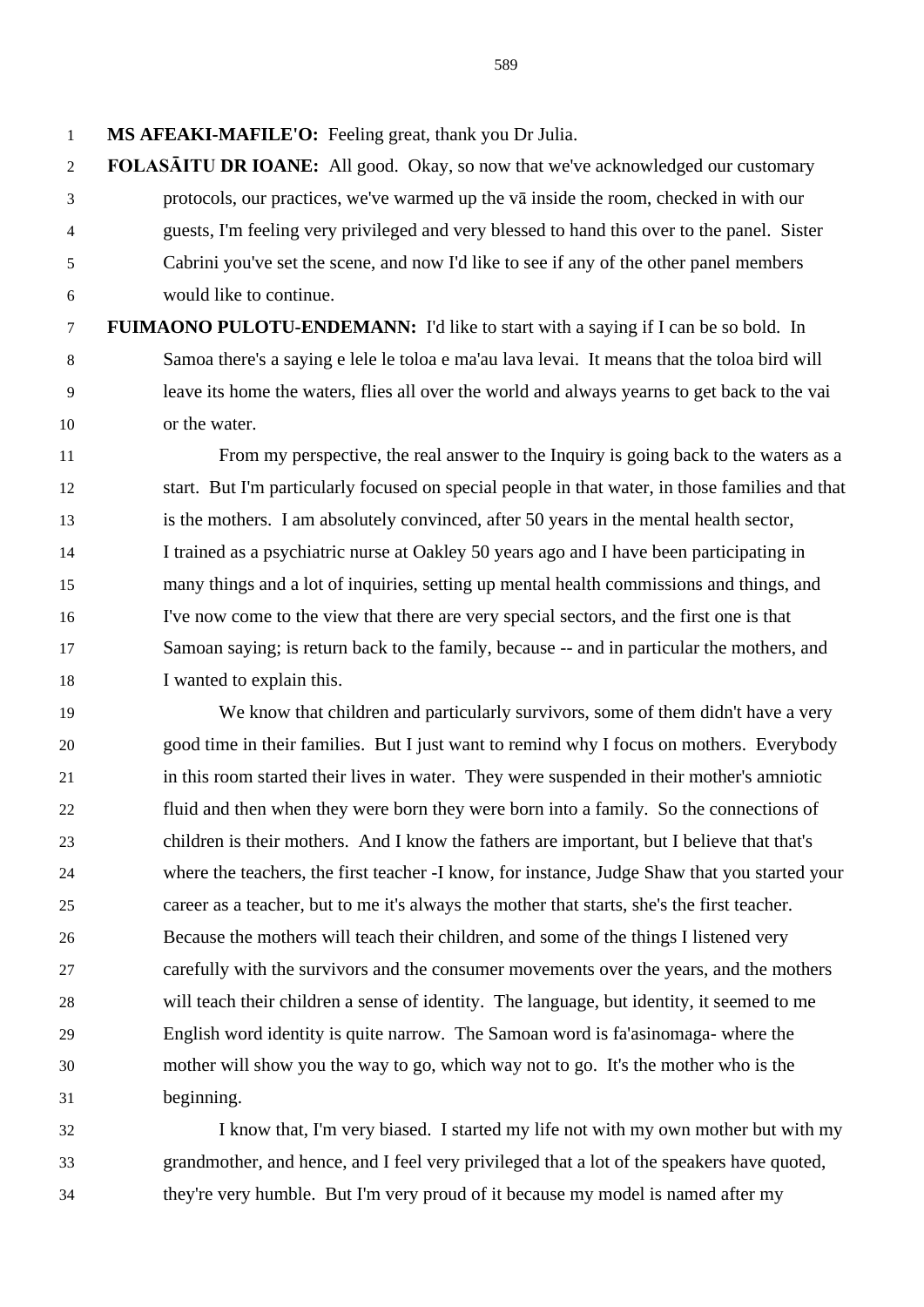**MS AFEAKI-MAFILE'O:** Feeling great, thank you Dr Julia.

**FOLASĀITU DR IOANE:** All good. Okay, so now that we've acknowledged our customary protocols, our practices, we've warmed up the vā inside the room, checked in with our guests, I'm feeling very privileged and very blessed to hand this over to the panel. Sister Cabrini you've set the scene, and now I'd like to see if any of the other panel members would like to continue.

**FUIMAONO PULOTU-ENDEMANN:** I'd like to start with a saying if I can be so bold. In Samoa there's a saying e lele le toloa e ma'au lava levai. It means that the toloa bird will leave its home the waters, flies all over the world and always yearns to get back to the vai or the water.

From my perspective, the real answer to the Inquiry is going back to the waters as a start. But I'm particularly focused on special people in that water, in those families and that is the mothers. I am absolutely convinced, after 50 years in the mental health sector, I trained as a psychiatric nurse at Oakley 50 years ago and I have been participating in many things and a lot of inquiries, setting up mental health commissions and things, and I've now come to the view that there are very special sectors, and the first one is that Samoan saying; is return back to the family, because -- and in particular the mothers, and I wanted to explain this.

We know that children and particularly survivors, some of them didn't have a very good time in their families. But I just want to remind why I focus on mothers. Everybody in this room started their lives in water. They were suspended in their mother's amniotic fluid and then when they were born they were born into a family. So the connections of children is their mothers. And I know the fathers are important, but I believe that that's where the teachers, the first teacher -I know, for instance, Judge Shaw that you started your career as a teacher, but to me it's always the mother that starts, she's the first teacher. Because the mothers will teach their children, and some of the things I listened very carefully with the survivors and the consumer movements over the years, and the mothers will teach their children a sense of identity. The language, but identity, it seemed to me English word identity is quite narrow. The Samoan word is fa'asinomaga- where the mother will show you the way to go, which way not to go. It's the mother who is the beginning.

I know that, I'm very biased. I started my life not with my own mother but with my grandmother, and hence, and I feel very privileged that a lot of the speakers have quoted, they're very humble. But I'm very proud of it because my model is named after my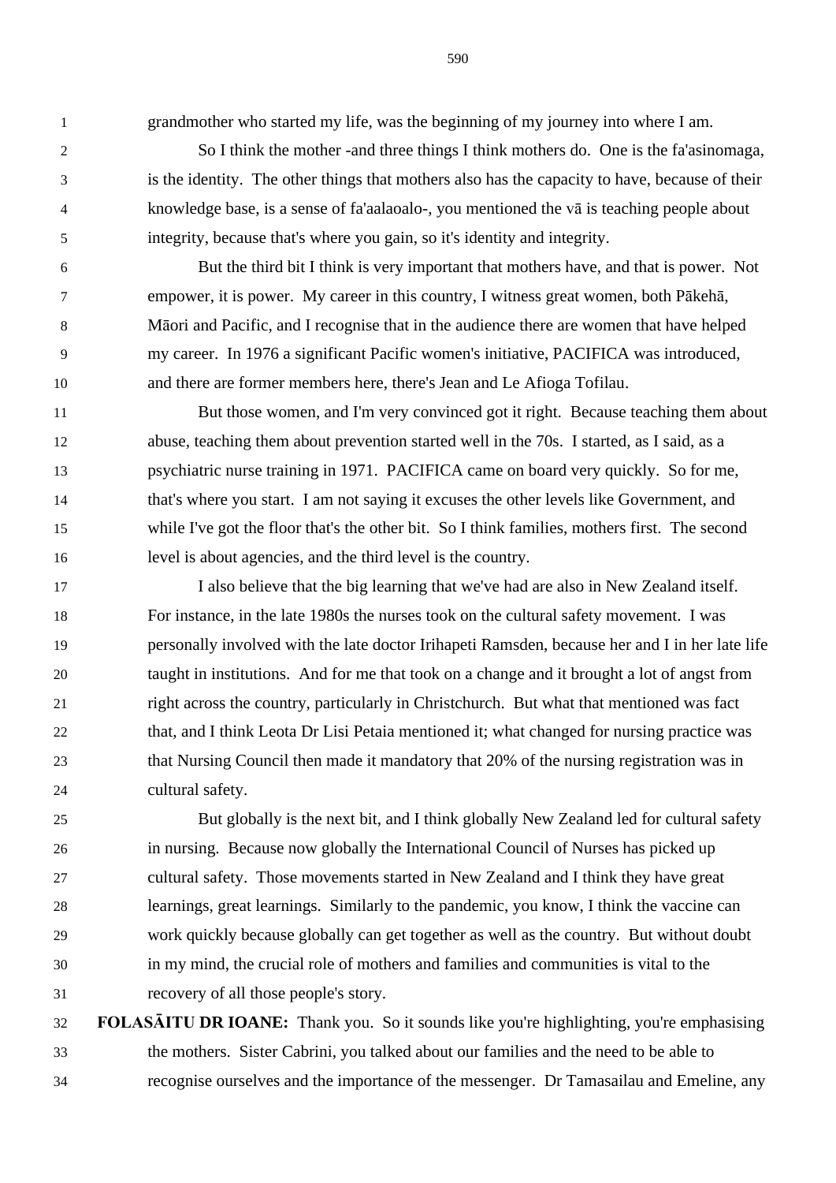grandmother who started my life, was the beginning of my journey into where I am.

So I think the mother -and three things I think mothers do. One is the fa'asinomaga, is the identity. The other things that mothers also has the capacity to have, because of their knowledge base, is a sense of fa'aalaoalo-, you mentioned the vā is teaching people about integrity, because that's where you gain, so it's identity and integrity.

But the third bit I think is very important that mothers have, and that is power. Not empower, it is power. My career in this country, I witness great women, both Pākehā, Māori and Pacific, and I recognise that in the audience there are women that have helped my career. In 1976 a significant Pacific women's initiative, PACIFICA was introduced, and there are former members here, there's Jean and Le Afioga Tofilau.

But those women, and I'm very convinced got it right. Because teaching them about abuse, teaching them about prevention started well in the 70s. I started, as I said, as a psychiatric nurse training in 1971. PACIFICA came on board very quickly. So for me, that's where you start. I am not saying it excuses the other levels like Government, and while I've got the floor that's the other bit. So I think families, mothers first. The second level is about agencies, and the third level is the country.

I also believe that the big learning that we've had are also in New Zealand itself. For instance, in the late 1980s the nurses took on the cultural safety movement. I was personally involved with the late doctor Irihapeti Ramsden, because her and I in her late life taught in institutions. And for me that took on a change and it brought a lot of angst from right across the country, particularly in Christchurch. But what that mentioned was fact that, and I think Leota Dr Lisi Petaia mentioned it; what changed for nursing practice was that Nursing Council then made it mandatory that 20% of the nursing registration was in cultural safety.

But globally is the next bit, and I think globally New Zealand led for cultural safety in nursing. Because now globally the International Council of Nurses has picked up cultural safety. Those movements started in New Zealand and I think they have great learnings, great learnings. Similarly to the pandemic, you know, I think the vaccine can work quickly because globally can get together as well as the country. But without doubt in my mind, the crucial role of mothers and families and communities is vital to the recovery of all those people's story.

**FOLASĀITU DR IOANE:** Thank you. So it sounds like you're highlighting, you're emphasising the mothers. Sister Cabrini, you talked about our families and the need to be able to recognise ourselves and the importance of the messenger. Dr Tamasailau and Emeline, any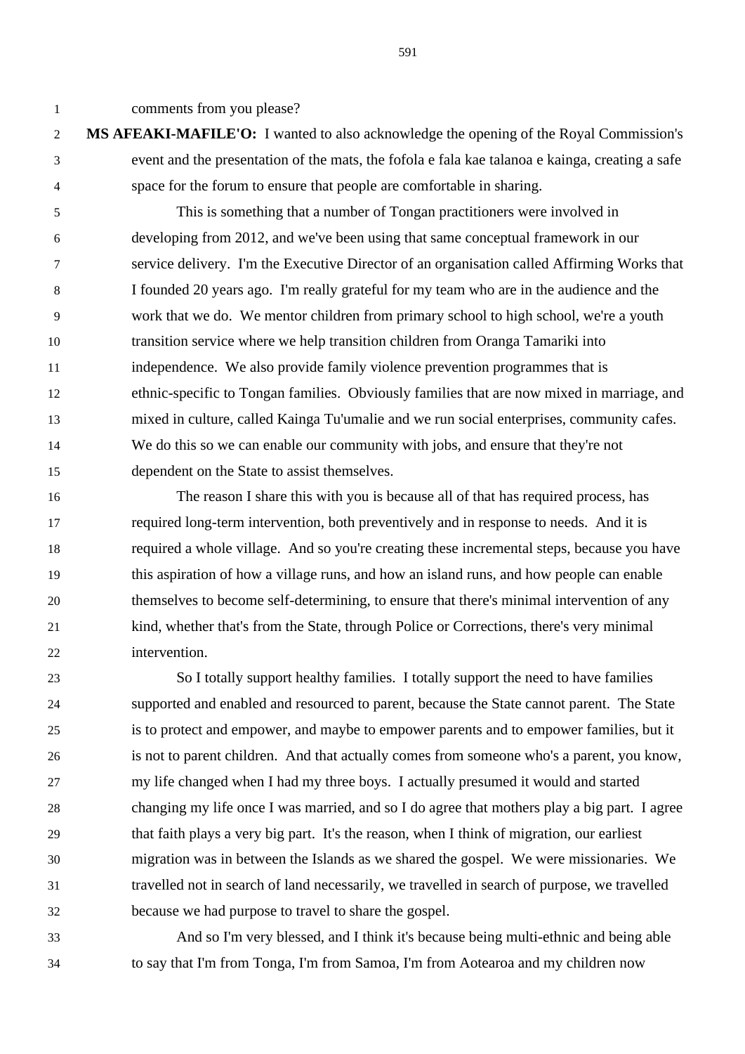comments from you please?

**MS AFEAKI-MAFILE'O:** I wanted to also acknowledge the opening of the Royal Commission's event and the presentation of the mats, the fofola e fala kae talanoa e kainga, creating a safe space for the forum to ensure that people are comfortable in sharing.

This is something that a number of Tongan practitioners were involved in developing from 2012, and we've been using that same conceptual framework in our service delivery. I'm the Executive Director of an organisation called Affirming Works that I founded 20 years ago. I'm really grateful for my team who are in the audience and the work that we do. We mentor children from primary school to high school, we're a youth transition service where we help transition children from Oranga Tamariki into independence. We also provide family violence prevention programmes that is ethnic-specific to Tongan families. Obviously families that are now mixed in marriage, and mixed in culture, called Kainga Tu'umalie and we run social enterprises, community cafes. We do this so we can enable our community with jobs, and ensure that they're not dependent on the State to assist themselves.

The reason I share this with you is because all of that has required process, has required long-term intervention, both preventively and in response to needs. And it is required a whole village. And so you're creating these incremental steps, because you have this aspiration of how a village runs, and how an island runs, and how people can enable themselves to become self-determining, to ensure that there's minimal intervention of any kind, whether that's from the State, through Police or Corrections, there's very minimal intervention.

So I totally support healthy families. I totally support the need to have families supported and enabled and resourced to parent, because the State cannot parent. The State is to protect and empower, and maybe to empower parents and to empower families, but it is not to parent children. And that actually comes from someone who's a parent, you know, my life changed when I had my three boys. I actually presumed it would and started changing my life once I was married, and so I do agree that mothers play a big part. I agree that faith plays a very big part. It's the reason, when I think of migration, our earliest migration was in between the Islands as we shared the gospel. We were missionaries. We travelled not in search of land necessarily, we travelled in search of purpose, we travelled because we had purpose to travel to share the gospel.

And so I'm very blessed, and I think it's because being multi-ethnic and being able to say that I'm from Tonga, I'm from Samoa, I'm from Aotearoa and my children now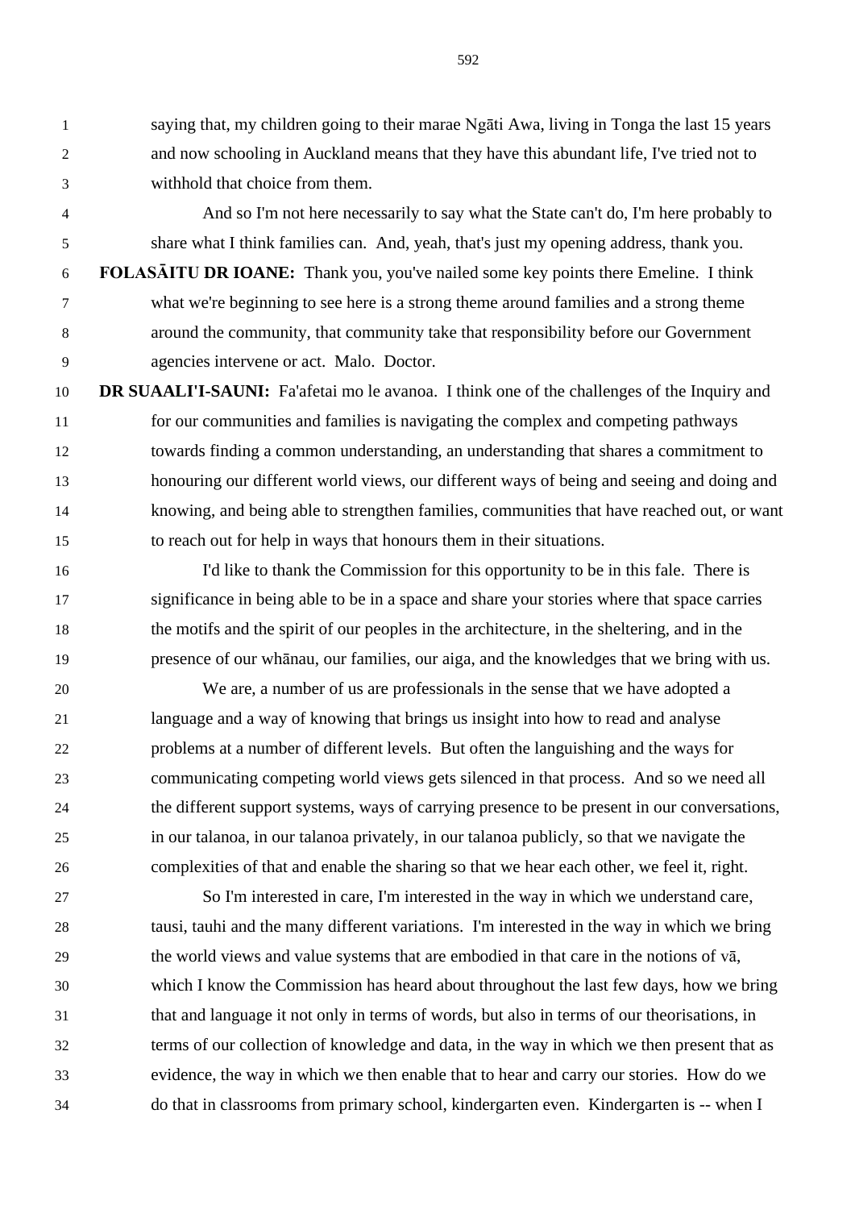saying that, my children going to their marae Ngāti Awa, living in Tonga the last 15 years and now schooling in Auckland means that they have this abundant life, I've tried not to withhold that choice from them.

And so I'm not here necessarily to say what the State can't do, I'm here probably to share what I think families can. And, yeah, that's just my opening address, thank you.

**FOLASĀITU DR IOANE:** Thank you, you've nailed some key points there Emeline. I think what we're beginning to see here is a strong theme around families and a strong theme around the community, that community take that responsibility before our Government agencies intervene or act. Malo. Doctor.

**DR SUAALI'I-SAUNI:** Fa'afetai mo le avanoa. I think one of the challenges of the Inquiry and for our communities and families is navigating the complex and competing pathways towards finding a common understanding, an understanding that shares a commitment to honouring our different world views, our different ways of being and seeing and doing and knowing, and being able to strengthen families, communities that have reached out, or want to reach out for help in ways that honours them in their situations.

I'd like to thank the Commission for this opportunity to be in this fale. There is significance in being able to be in a space and share your stories where that space carries the motifs and the spirit of our peoples in the architecture, in the sheltering, and in the presence of our whānau, our families, our aiga, and the knowledges that we bring with us.

We are, a number of us are professionals in the sense that we have adopted a language and a way of knowing that brings us insight into how to read and analyse problems at a number of different levels. But often the languishing and the ways for communicating competing world views gets silenced in that process. And so we need all the different support systems, ways of carrying presence to be present in our conversations, in our talanoa, in our talanoa privately, in our talanoa publicly, so that we navigate the complexities of that and enable the sharing so that we hear each other, we feel it, right.

So I'm interested in care, I'm interested in the way in which we understand care, tausi, tauhi and the many different variations. I'm interested in the way in which we bring the world views and value systems that are embodied in that care in the notions of vā, which I know the Commission has heard about throughout the last few days, how we bring that and language it not only in terms of words, but also in terms of our theorisations, in terms of our collection of knowledge and data, in the way in which we then present that as evidence, the way in which we then enable that to hear and carry our stories. How do we do that in classrooms from primary school, kindergarten even. Kindergarten is -- when I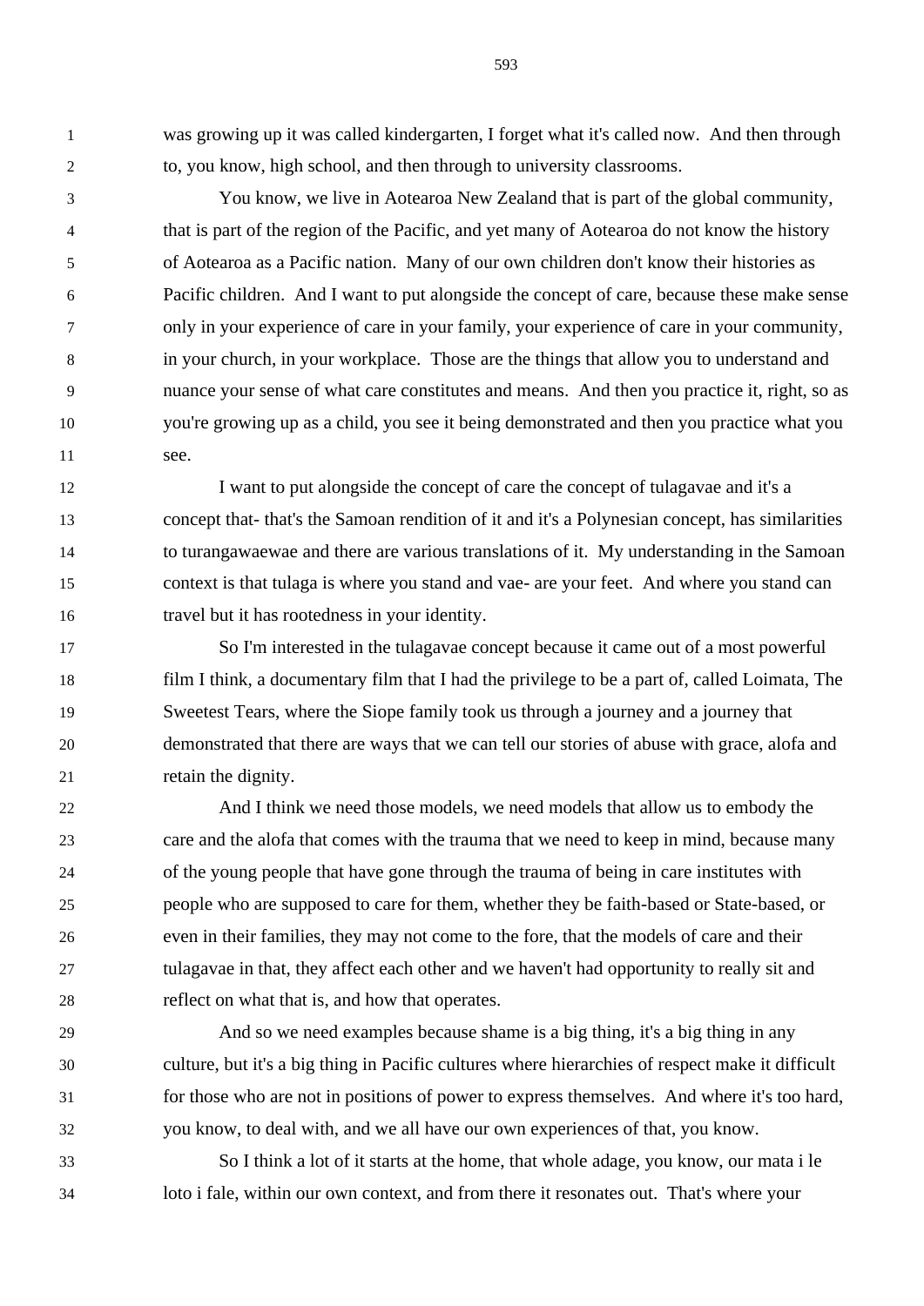was growing up it was called kindergarten, I forget what it's called now. And then through to, you know, high school, and then through to university classrooms.

You know, we live in Aotearoa New Zealand that is part of the global community, that is part of the region of the Pacific, and yet many of Aotearoa do not know the history of Aotearoa as a Pacific nation. Many of our own children don't know their histories as Pacific children. And I want to put alongside the concept of care, because these make sense only in your experience of care in your family, your experience of care in your community, in your church, in your workplace. Those are the things that allow you to understand and nuance your sense of what care constitutes and means. And then you practice it, right, so as you're growing up as a child, you see it being demonstrated and then you practice what you see.

I want to put alongside the concept of care the concept of tulagavae and it's a concept that- that's the Samoan rendition of it and it's a Polynesian concept, has similarities to turangawaewae and there are various translations of it. My understanding in the Samoan context is that tulaga is where you stand and vae- are your feet. And where you stand can travel but it has rootedness in your identity.

So I'm interested in the tulagavae concept because it came out of a most powerful film I think, a documentary film that I had the privilege to be a part of, called Loimata, The Sweetest Tears, where the Siope family took us through a journey and a journey that demonstrated that there are ways that we can tell our stories of abuse with grace, alofa and retain the dignity.

And I think we need those models, we need models that allow us to embody the care and the alofa that comes with the trauma that we need to keep in mind, because many of the young people that have gone through the trauma of being in care institutes with people who are supposed to care for them, whether they be faith-based or State-based, or even in their families, they may not come to the fore, that the models of care and their tulagavae in that, they affect each other and we haven't had opportunity to really sit and reflect on what that is, and how that operates.

And so we need examples because shame is a big thing, it's a big thing in any culture, but it's a big thing in Pacific cultures where hierarchies of respect make it difficult for those who are not in positions of power to express themselves. And where it's too hard, you know, to deal with, and we all have our own experiences of that, you know.

So I think a lot of it starts at the home, that whole adage, you know, our mata i le loto i fale, within our own context, and from there it resonates out. That's where your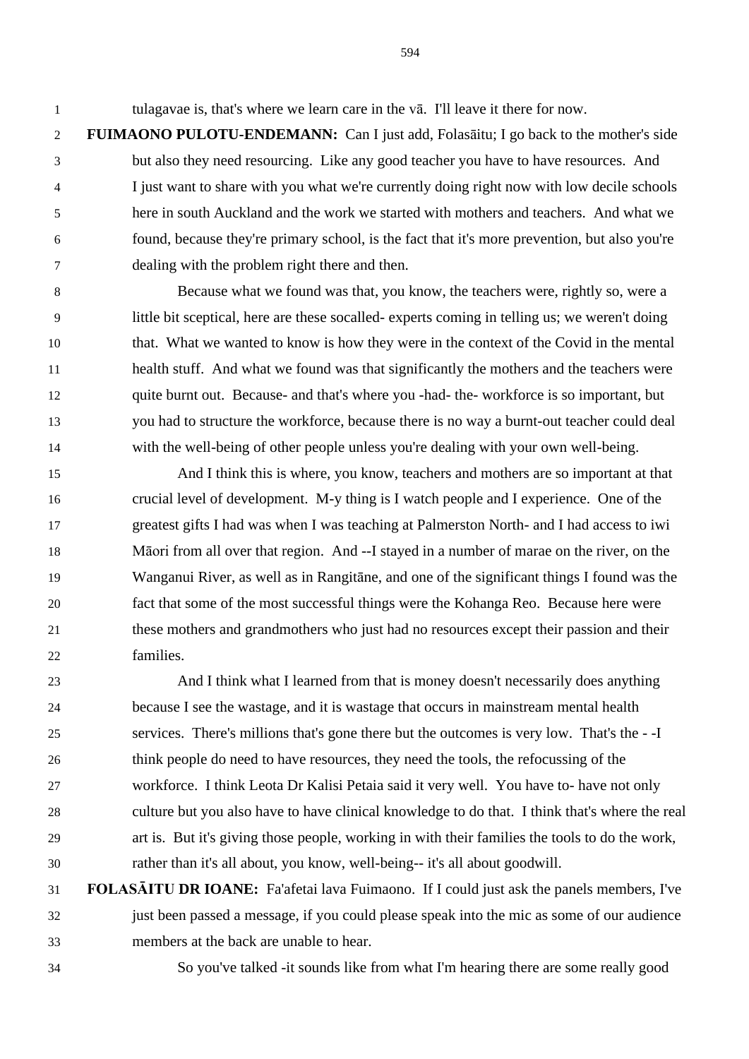tulagavae is, that's where we learn care in the vā. I'll leave it there for now.

**FUIMAONO PULOTU-ENDEMANN:** Can I just add, Folasāitu; I go back to the mother's side but also they need resourcing. Like any good teacher you have to have resources. And I just want to share with you what we're currently doing right now with low decile schools here in south Auckland and the work we started with mothers and teachers. And what we found, because they're primary school, is the fact that it's more prevention, but also you're dealing with the problem right there and then.

Because what we found was that, you know, the teachers were, rightly so, were a little bit sceptical, here are these socalled- experts coming in telling us; we weren't doing that. What we wanted to know is how they were in the context of the Covid in the mental health stuff. And what we found was that significantly the mothers and the teachers were quite burnt out. Because- and that's where you -had- the- workforce is so important, but you had to structure the workforce, because there is no way a burnt-out teacher could deal with the well-being of other people unless you're dealing with your own well-being.

And I think this is where, you know, teachers and mothers are so important at that crucial level of development. M-y thing is I watch people and I experience. One of the greatest gifts I had was when I was teaching at Palmerston North- and I had access to iwi Māori from all over that region. And --I stayed in a number of marae on the river, on the Wanganui River, as well as in Rangitāne, and one of the significant things I found was the fact that some of the most successful things were the Kohanga Reo. Because here were these mothers and grandmothers who just had no resources except their passion and their families.

And I think what I learned from that is money doesn't necessarily does anything because I see the wastage, and it is wastage that occurs in mainstream mental health services. There's millions that's gone there but the outcomes is very low. That's the - -I think people do need to have resources, they need the tools, the refocussing of the workforce. I think Leota Dr Kalisi Petaia said it very well. You have to- have not only culture but you also have to have clinical knowledge to do that. I think that's where the real art is. But it's giving those people, working in with their families the tools to do the work, rather than it's all about, you know, well-being-- it's all about goodwill.

**FOLASĀITU DR IOANE:** Fa'afetai lava Fuimaono. If I could just ask the panels members, I've just been passed a message, if you could please speak into the mic as some of our audience members at the back are unable to hear.

So you've talked -it sounds like from what I'm hearing there are some really good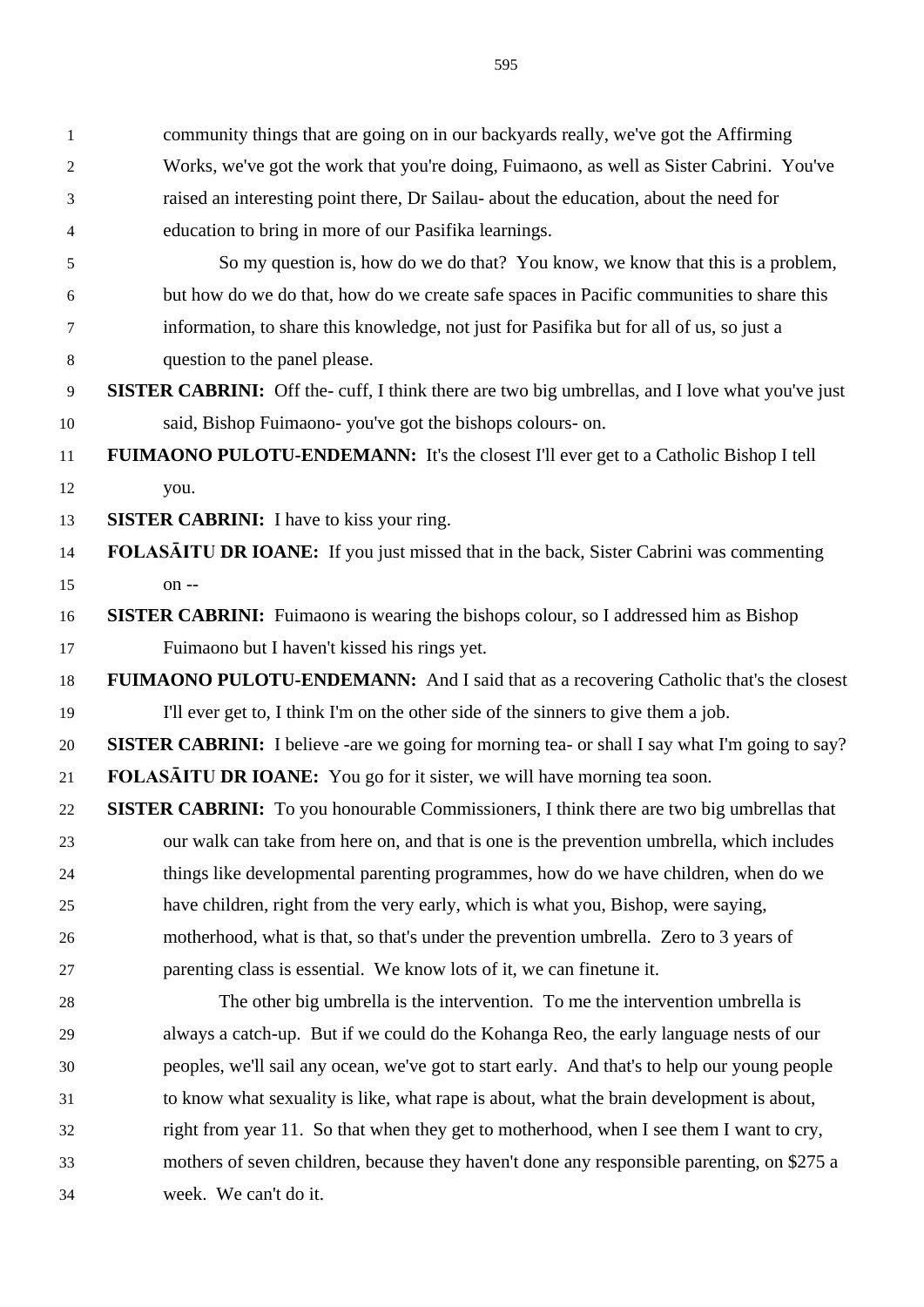community things that are going on in our backyards really, we've got the Affirming Works, we've got the work that you're doing, Fuimaono, as well as Sister Cabrini. You've raised an interesting point there, Dr Sailau- about the education, about the need for education to bring in more of our Pasifika learnings.

So my question is, how do we do that? You know, we know that this is a problem, but how do we do that, how do we create safe spaces in Pacific communities to share this information, to share this knowledge, not just for Pasifika but for all of us, so just a question to the panel please.

**SISTER CABRINI:** Off the- cuff, I think there are two big umbrellas, and I love what you've just said, Bishop Fuimaono- you've got the bishops colours- on.

**FUIMAONO PULOTU-ENDEMANN:** It's the closest I'll ever get to a Catholic Bishop I tell you.

**SISTER CABRINI:** I have to kiss your ring.

**FOLASĀITU DR IOANE:** If you just missed that in the back, Sister Cabrini was commenting on --

**SISTER CABRINI:** Fuimaono is wearing the bishops colour, so I addressed him as Bishop Fuimaono but I haven't kissed his rings yet.

**FUIMAONO PULOTU-ENDEMANN:** And I said that as a recovering Catholic that's the closest I'll ever get to, I think I'm on the other side of the sinners to give them a job.

**SISTER CABRINI:** I believe -are we going for morning tea- or shall I say what I'm going to say?

**FOLASĀITU DR IOANE:** You go for it sister, we will have morning tea soon.

**SISTER CABRINI:** To you honourable Commissioners, I think there are two big umbrellas that our walk can take from here on, and that is one is the prevention umbrella, which includes things like developmental parenting programmes, how do we have children, when do we have children, right from the very early, which is what you, Bishop, were saying, motherhood, what is that, so that's under the prevention umbrella. Zero to 3 years of parenting class is essential. We know lots of it, we can finetune it.

The other big umbrella is the intervention. To me the intervention umbrella is always a catch-up. But if we could do the Kohanga Reo, the early language nests of our peoples, we'll sail any ocean, we've got to start early. And that's to help our young people to know what sexuality is like, what rape is about, what the brain development is about, right from year 11. So that when they get to motherhood, when I see them I want to cry, mothers of seven children, because they haven't done any responsible parenting, on $275 a week. We can't do it.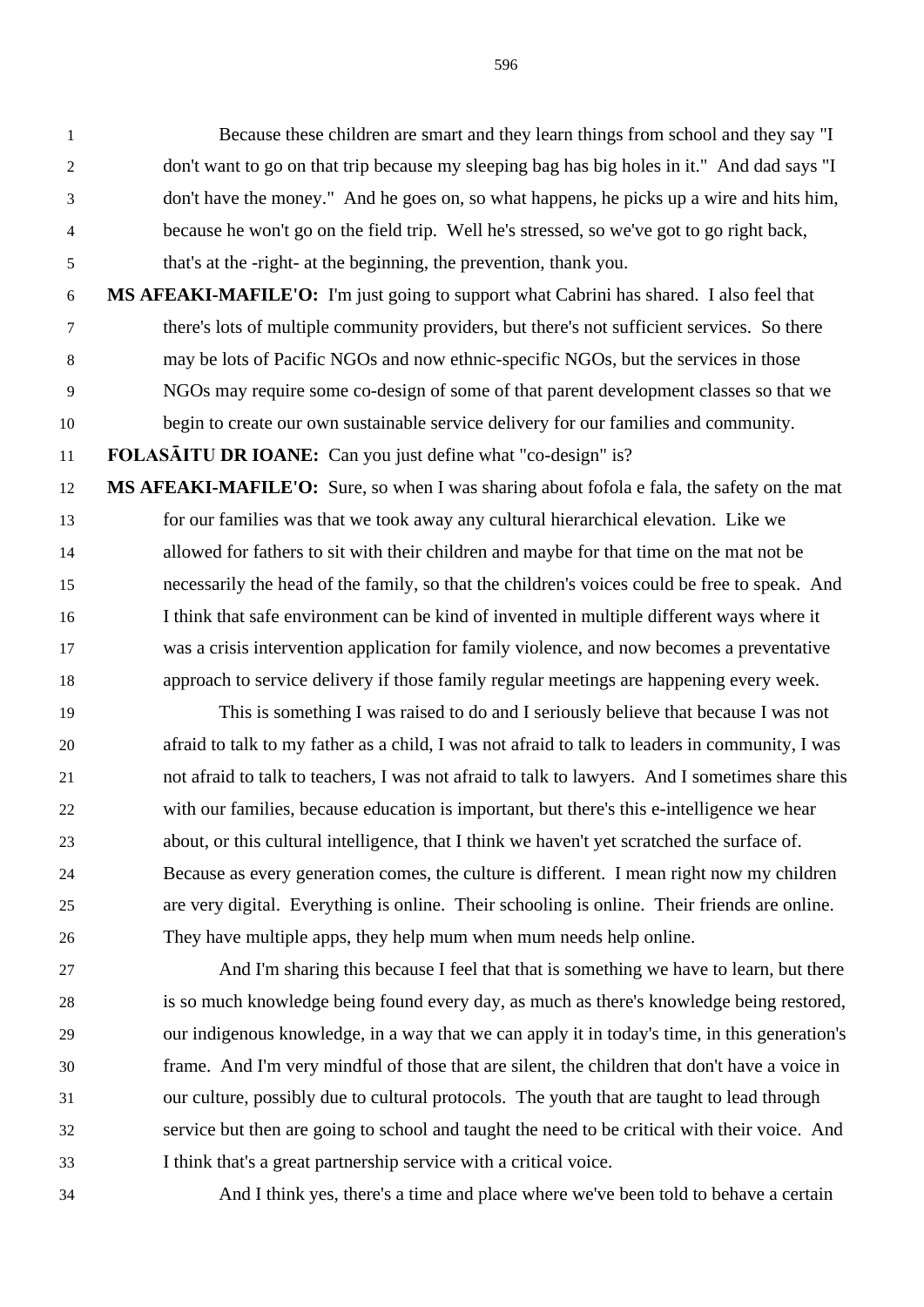Because these children are smart and they learn things from school and they say "I don't want to go on that trip because my sleeping bag has big holes in it." And dad says "I don't have the money." And he goes on, so what happens, he picks up a wire and hits him, because he won't go on the field trip. Well he's stressed, so we've got to go right back, that's at the -right- at the beginning, the prevention, thank you.

**MS AFEAKI-MAFILE'O:** I'm just going to support what Cabrini has shared. I also feel that there's lots of multiple community providers, but there's not sufficient services. So there may be lots of Pacific NGOs and now ethnic-specific NGOs, but the services in those NGOs may require some co-design of some of that parent development classes so that we begin to create our own sustainable service delivery for our families and community.

**FOLASĀITU DR IOANE:** Can you just define what "co-design" is?

**MS AFEAKI-MAFILE'O:** Sure, so when I was sharing about fofola e fala, the safety on the mat for our families was that we took away any cultural hierarchical elevation. Like we allowed for fathers to sit with their children and maybe for that time on the mat not be necessarily the head of the family, so that the children's voices could be free to speak. And I think that safe environment can be kind of invented in multiple different ways where it was a crisis intervention application for family violence, and now becomes a preventative approach to service delivery if those family regular meetings are happening every week.

This is something I was raised to do and I seriously believe that because I was not afraid to talk to my father as a child, I was not afraid to talk to leaders in community, I was not afraid to talk to teachers, I was not afraid to talk to lawyers. And I sometimes share this with our families, because education is important, but there's this e-intelligence we hear about, or this cultural intelligence, that I think we haven't yet scratched the surface of. Because as every generation comes, the culture is different. I mean right now my children are very digital. Everything is online. Their schooling is online. Their friends are online. They have multiple apps, they help mum when mum needs help online.

And I'm sharing this because I feel that that is something we have to learn, but there is so much knowledge being found every day, as much as there's knowledge being restored, our indigenous knowledge, in a way that we can apply it in today's time, in this generation's frame. And I'm very mindful of those that are silent, the children that don't have a voice in our culture, possibly due to cultural protocols. The youth that are taught to lead through service but then are going to school and taught the need to be critical with their voice. And I think that's a great partnership service with a critical voice.

And I think yes, there's a time and place where we've been told to behave a certain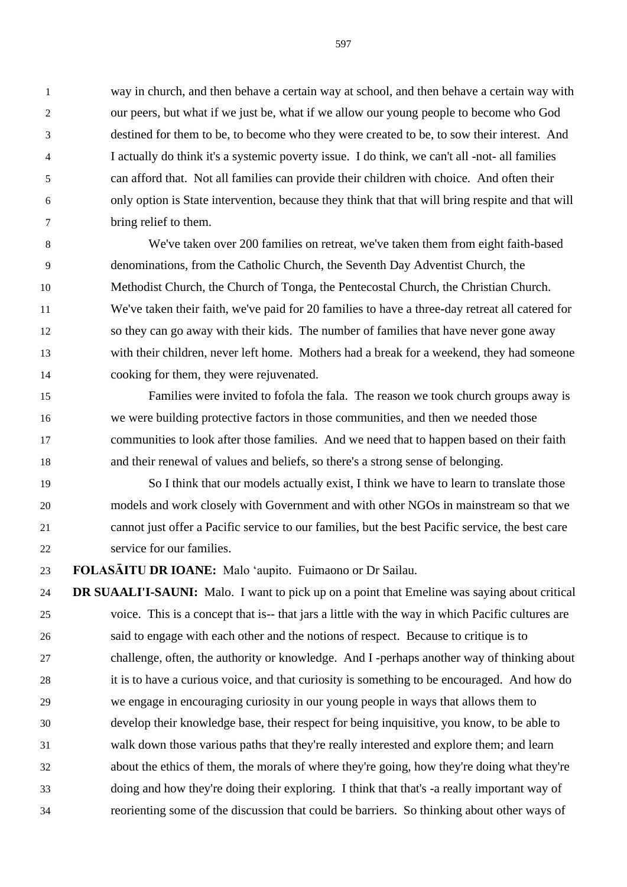way in church, and then behave a certain way at school, and then behave a certain way with our peers, but what if we just be, what if we allow our young people to become who God destined for them to be, to become who they were created to be, to sow their interest. And I actually do think it's a systemic poverty issue. I do think, we can't all -not- all families can afford that. Not all families can provide their children with choice. And often their only option is State intervention, because they think that that will bring respite and that will bring relief to them.

We've taken over 200 families on retreat, we've taken them from eight faith-based denominations, from the Catholic Church, the Seventh Day Adventist Church, the Methodist Church, the Church of Tonga, the Pentecostal Church, the Christian Church. We've taken their faith, we've paid for 20 families to have a three-day retreat all catered for so they can go away with their kids. The number of families that have never gone away with their children, never left home. Mothers had a break for a weekend, they had someone cooking for them, they were rejuvenated.

Families were invited to fofola the fala. The reason we took church groups away is we were building protective factors in those communities, and then we needed those communities to look after those families. And we need that to happen based on their faith and their renewal of values and beliefs, so there's a strong sense of belonging.

So I think that our models actually exist, I think we have to learn to translate those models and work closely with Government and with other NGOs in mainstream so that we cannot just offer a Pacific service to our families, but the best Pacific service, the best care service for our families.

**FOLASĀITU DR IOANE:** Malo ʻaupito. Fuimaono or Dr Sailau.

**DR SUAALI'I-SAUNI:** Malo. I want to pick up on a point that Emeline was saying about critical voice. This is a concept that is-- that jars a little with the way in which Pacific cultures are said to engage with each other and the notions of respect. Because to critique is to challenge, often, the authority or knowledge. And I -perhaps another way of thinking about it is to have a curious voice, and that curiosity is something to be encouraged. And how do we engage in encouraging curiosity in our young people in ways that allows them to develop their knowledge base, their respect for being inquisitive, you know, to be able to walk down those various paths that they're really interested and explore them; and learn about the ethics of them, the morals of where they're going, how they're doing what they're doing and how they're doing their exploring. I think that that's -a really important way of reorienting some of the discussion that could be barriers. So thinking about other ways of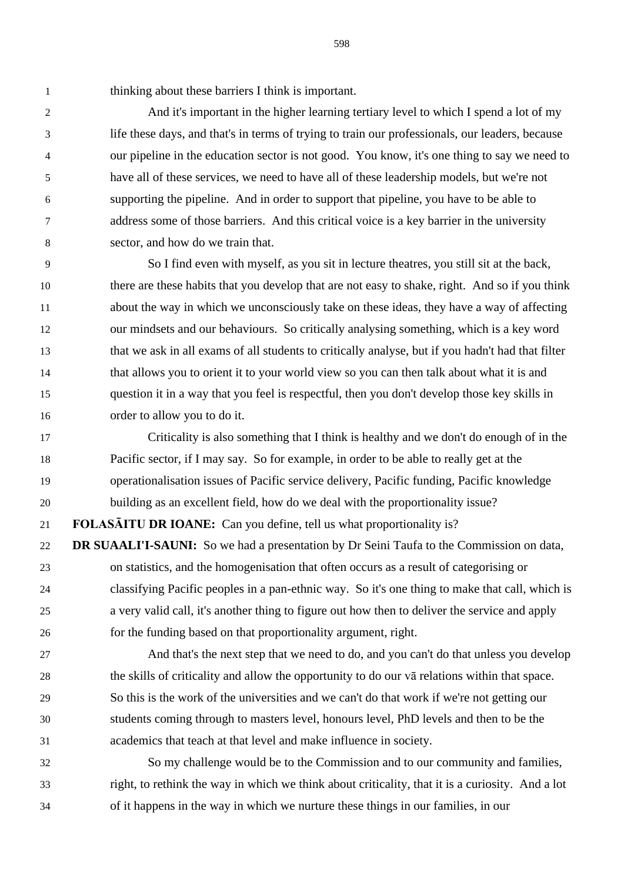thinking about these barriers I think is important.

And it's important in the higher learning tertiary level to which I spend a lot of my life these days, and that's in terms of trying to train our professionals, our leaders, because our pipeline in the education sector is not good. You know, it's one thing to say we need to have all of these services, we need to have all of these leadership models, but we're not supporting the pipeline. And in order to support that pipeline, you have to be able to address some of those barriers. And this critical voice is a key barrier in the university sector, and how do we train that.

So I find even with myself, as you sit in lecture theatres, you still sit at the back, there are these habits that you develop that are not easy to shake, right. And so if you think about the way in which we unconsciously take on these ideas, they have a way of affecting our mindsets and our behaviours. So critically analysing something, which is a key word that we ask in all exams of all students to critically analyse, but if you hadn't had that filter that allows you to orient it to your world view so you can then talk about what it is and question it in a way that you feel is respectful, then you don't develop those key skills in order to allow you to do it.

Criticality is also something that I think is healthy and we don't do enough of in the Pacific sector, if I may say. So for example, in order to be able to really get at the operationalisation issues of Pacific service delivery, Pacific funding, Pacific knowledge building as an excellent field, how do we deal with the proportionality issue?

**FOLASĀITU DR IOANE:** Can you define, tell us what proportionality is?

**DR SUAALI'I-SAUNI:** So we had a presentation by Dr Seini Taufa to the Commission on data, on statistics, and the homogenisation that often occurs as a result of categorising or classifying Pacific peoples in a pan-ethnic way. So it's one thing to make that call, which is a very valid call, it's another thing to figure out how then to deliver the service and apply for the funding based on that proportionality argument, right.

And that's the next step that we need to do, and you can't do that unless you develop the skills of criticality and allow the opportunity to do our vā relations within that space. So this is the work of the universities and we can't do that work if we're not getting our students coming through to masters level, honours level, PhD levels and then to be the academics that teach at that level and make influence in society.

So my challenge would be to the Commission and to our community and families, right, to rethink the way in which we think about criticality, that it is a curiosity. And a lot of it happens in the way in which we nurture these things in our families, in our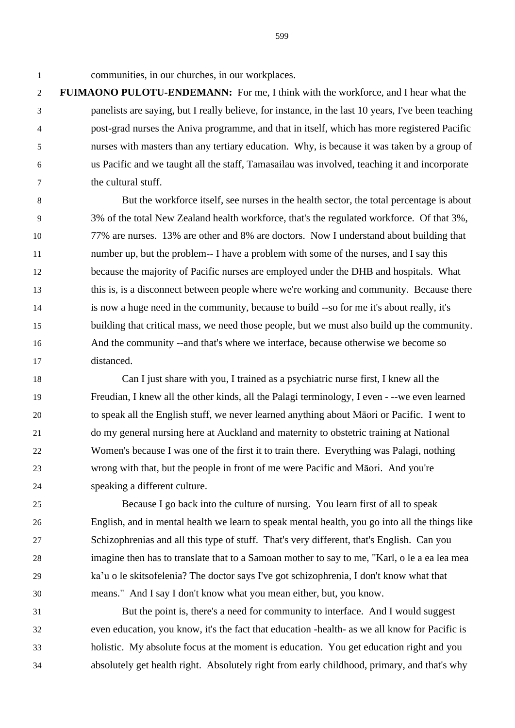communities, in our churches, in our workplaces.

**FUIMAONO PULOTU-ENDEMANN:** For me, I think with the workforce, and I hear what the panelists are saying, but I really believe, for instance, in the last 10 years, I've been teaching post-grad nurses the Aniva programme, and that in itself, which has more registered Pacific nurses with masters than any tertiary education. Why, is because it was taken by a group of us Pacific and we taught all the staff, Tamasailau was involved, teaching it and incorporate the cultural stuff.

But the workforce itself, see nurses in the health sector, the total percentage is about 3% of the total New Zealand health workforce, that's the regulated workforce. Of that 3%, 77% are nurses. 13% are other and 8% are doctors. Now I understand about building that number up, but the problem-- I have a problem with some of the nurses, and I say this because the majority of Pacific nurses are employed under the DHB and hospitals. What this is, is a disconnect between people where we're working and community. Because there is now a huge need in the community, because to build --so for me it's about really, it's building that critical mass, we need those people, but we must also build up the community. And the community --and that's where we interface, because otherwise we become so distanced.

Can I just share with you, I trained as a psychiatric nurse first, I knew all the Freudian, I knew all the other kinds, all the Palagi terminology, I even - --we even learned to speak all the English stuff, we never learned anything about Māori or Pacific. I went to do my general nursing here at Auckland and maternity to obstetric training at National Women's because I was one of the first it to train there. Everything was Palagi, nothing wrong with that, but the people in front of me were Pacific and Māori. And you're speaking a different culture.

Because I go back into the culture of nursing. You learn first of all to speak English, and in mental health we learn to speak mental health, you go into all the things like Schizophrenias and all this type of stuff. That's very different, that's English. Can you imagine then has to translate that to a Samoan mother to say to me, "Karl, o le a ea lea mea ka'u o le skitsofelenia? The doctor says I've got schizophrenia, I don't know what that means." And I say I don't know what you mean either, but, you know.

But the point is, there's a need for community to interface. And I would suggest even education, you know, it's the fact that education -health- as we all know for Pacific is holistic. My absolute focus at the moment is education. You get education right and you absolutely get health right. Absolutely right from early childhood, primary, and that's why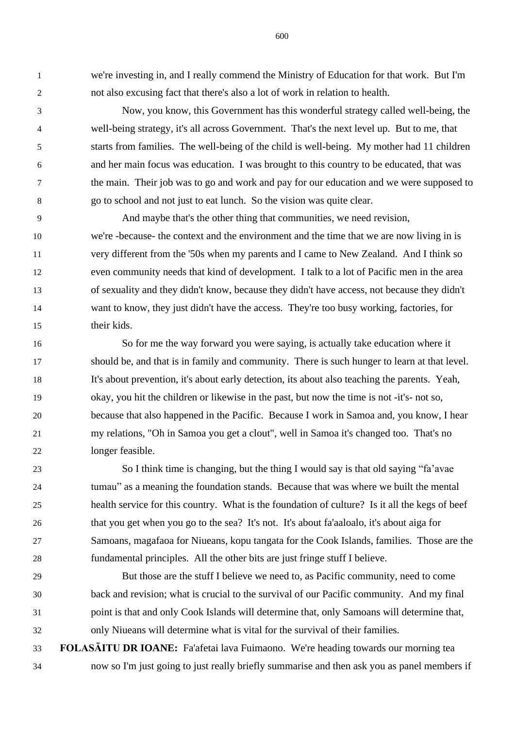we're investing in, and I really commend the Ministry of Education for that work. But I'm not also excusing fact that there's also a lot of work in relation to health.

Now, you know, this Government has this wonderful strategy called well-being, the well-being strategy, it's all across Government. That's the next level up. But to me, that starts from families. The well-being of the child is well-being. My mother had 11 children and her main focus was education. I was brought to this country to be educated, that was the main. Their job was to go and work and pay for our education and we were supposed to go to school and not just to eat lunch. So the vision was quite clear.

And maybe that's the other thing that communities, we need revision, we're -because- the context and the environment and the time that we are now living in is very different from the '50s when my parents and I came to New Zealand. And I think so even community needs that kind of development. I talk to a lot of Pacific men in the area of sexuality and they didn't know, because they didn't have access, not because they didn't want to know, they just didn't have the access. They're too busy working, factories, for their kids.

So for me the way forward you were saying, is actually take education where it should be, and that is in family and community. There is such hunger to learn at that level. It's about prevention, it's about early detection, its about also teaching the parents. Yeah, okay, you hit the children or likewise in the past, but now the time is not -it's- not so, because that also happened in the Pacific. Because I work in Samoa and, you know, I hear my relations, "Oh in Samoa you get a clout", well in Samoa it's changed too. That's no longer feasible.

So I think time is changing, but the thing I would say is that old saying "fa'avae tumau" as a meaning the foundation stands. Because that was where we built the mental health service for this country. What is the foundation of culture? Is it all the kegs of beef that you get when you go to the sea? It's not. It's about fa'aaloalo, it's about aiga for Samoans, magafaoa for Niueans, kopu tangata for the Cook Islands, families. Those are the fundamental principles. All the other bits are just fringe stuff I believe.

But those are the stuff I believe we need to, as Pacific community, need to come back and revision; what is crucial to the survival of our Pacific community. And my final point is that and only Cook Islands will determine that, only Samoans will determine that, only Niueans will determine what is vital for the survival of their families.

**FOLASĀITU DR IOANE:** Fa'afetai lava Fuimaono. We're heading towards our morning tea now so I'm just going to just really briefly summarise and then ask you as panel members if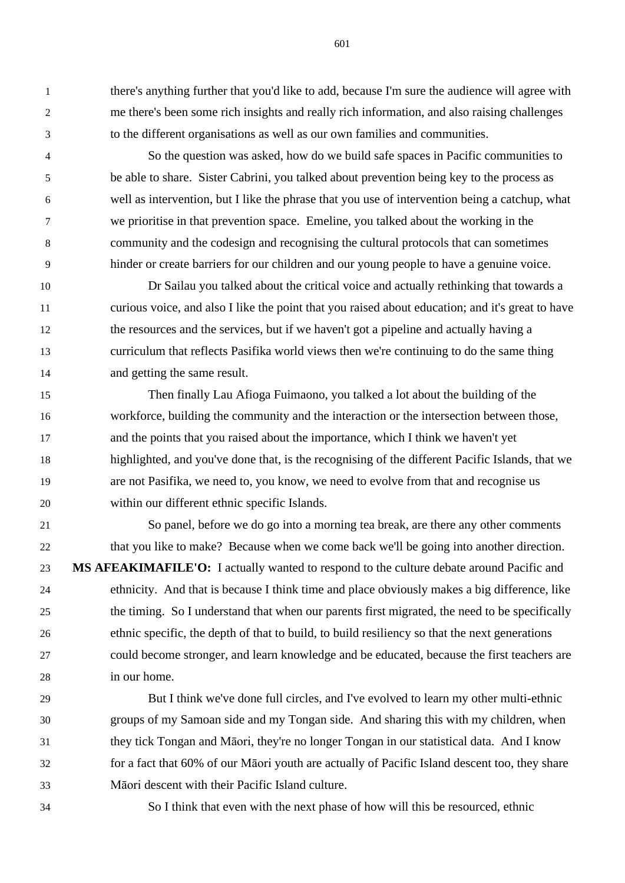there's anything further that you'd like to add, because I'm sure the audience will agree with me there's been some rich insights and really rich information, and also raising challenges to the different organisations as well as our own families and communities.

So the question was asked, how do we build safe spaces in Pacific communities to be able to share. Sister Cabrini, you talked about prevention being key to the process as well as intervention, but I like the phrase that you use of intervention being a catchup, what we prioritise in that prevention space. Emeline, you talked about the working in the community and the codesign and recognising the cultural protocols that can sometimes hinder or create barriers for our children and our young people to have a genuine voice.

Dr Sailau you talked about the critical voice and actually rethinking that towards a curious voice, and also I like the point that you raised about education; and it's great to have the resources and the services, but if we haven't got a pipeline and actually having a curriculum that reflects Pasifika world views then we're continuing to do the same thing and getting the same result.

Then finally Lau Afioga Fuimaono, you talked a lot about the building of the workforce, building the community and the interaction or the intersection between those, and the points that you raised about the importance, which I think we haven't yet highlighted, and you've done that, is the recognising of the different Pacific Islands, that we are not Pasifika, we need to, you know, we need to evolve from that and recognise us within our different ethnic specific Islands.

So panel, before we do go into a morning tea break, are there any other comments that you like to make? Because when we come back we'll be going into another direction.

**MS AFEAKIMAFILE'O:** I actually wanted to respond to the culture debate around Pacific and ethnicity. And that is because I think time and place obviously makes a big difference, like the timing. So I understand that when our parents first migrated, the need to be specifically ethnic specific, the depth of that to build, to build resiliency so that the next generations could become stronger, and learn knowledge and be educated, because the first teachers are in our home.

But I think we've done full circles, and I've evolved to learn my other multi-ethnic groups of my Samoan side and my Tongan side. And sharing this with my children, when they tick Tongan and Māori, they're no longer Tongan in our statistical data. And I know for a fact that 60% of our Māori youth are actually of Pacific Island descent too, they share Māori descent with their Pacific Island culture.

So I think that even with the next phase of how will this be resourced, ethnic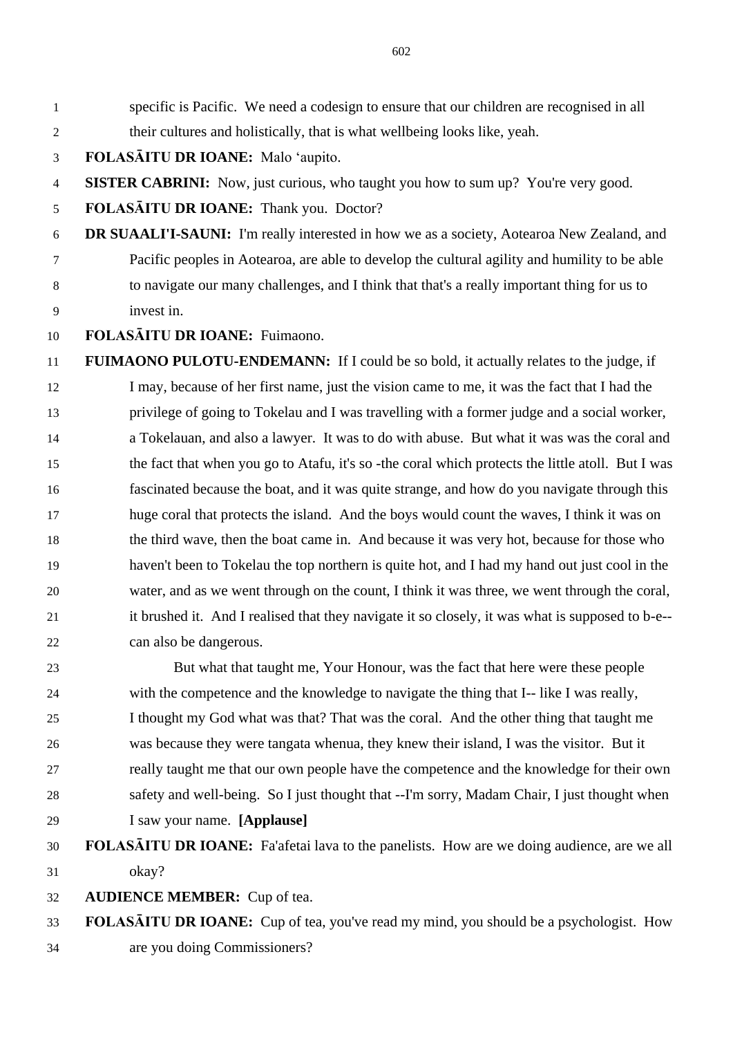specific is Pacific. We need a codesign to ensure that our children are recognised in all their cultures and holistically, that is what wellbeing looks like, yeah.

**FOLASĀITU DR IOANE:** Malo ʻaupito.

**SISTER CABRINI:** Now, just curious, who taught you how to sum up? You're very good.

**FOLASĀITU DR IOANE:** Thank you. Doctor?

**DR SUAALI'I-SAUNI:** I'm really interested in how we as a society, Aotearoa New Zealand, and Pacific peoples in Aotearoa, are able to develop the cultural agility and humility to be able to navigate our many challenges, and I think that that's a really important thing for us to invest in.

**FOLASĀITU DR IOANE:** Fuimaono.

**FUIMAONO PULOTU-ENDEMANN:** If I could be so bold, it actually relates to the judge, if I may, because of her first name, just the vision came to me, it was the fact that I had the privilege of going to Tokelau and I was travelling with a former judge and a social worker, a Tokelauan, and also a lawyer. It was to do with abuse. But what it was was the coral and the fact that when you go to Atafu, it's so -the coral which protects the little atoll. But I was fascinated because the boat, and it was quite strange, and how do you navigate through this huge coral that protects the island. And the boys would count the waves, I think it was on the third wave, then the boat came in. And because it was very hot, because for those who haven't been to Tokelau the top northern is quite hot, and I had my hand out just cool in the water, and as we went through on the count, I think it was three, we went through the coral, it brushed it. And I realised that they navigate it so closely, it was what is supposed to b-e-- can also be dangerous.

But what that taught me, Your Honour, was the fact that here were these people with the competence and the knowledge to navigate the thing that I-- like I was really, I thought my God what was that? That was the coral. And the other thing that taught me was because they were tangata whenua, they knew their island, I was the visitor. But it really taught me that our own people have the competence and the knowledge for their own safety and well-being. So I just thought that --I'm sorry, Madam Chair, I just thought when I saw your name. **[Applause]**

**FOLASĀITU DR IOANE:** Fa'afetai lava to the panelists. How are we doing audience, are we all okay?

**AUDIENCE MEMBER:** Cup of tea.

**FOLASĀITU DR IOANE:** Cup of tea, you've read my mind, you should be a psychologist. How are you doing Commissioners?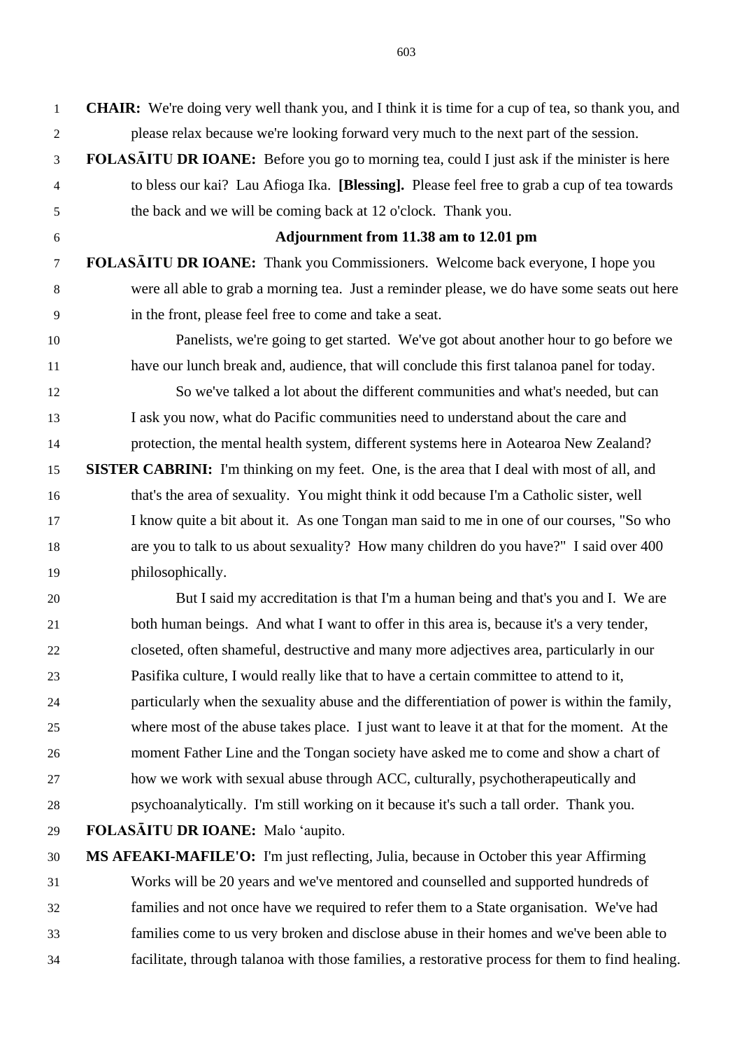**CHAIR:** We're doing very well thank you, and I think it is time for a cup of tea, so thank you, and please relax because we're looking forward very much to the next part of the session.

**FOLASĀITU DR IOANE:** Before you go to morning tea, could I just ask if the minister is here to bless our kai? Lau Afioga Ika. **[Blessing].** Please feel free to grab a cup of tea towards the back and we will be coming back at 12 o'clock. Thank you.

**Adjournment from 11.38 am to 12.01 pm**

**FOLASĀITU DR IOANE:** Thank you Commissioners. Welcome back everyone, I hope you were all able to grab a morning tea. Just a reminder please, we do have some seats out here in the front, please feel free to come and take a seat.

Panelists, we're going to get started. We've got about another hour to go before we have our lunch break and, audience, that will conclude this first talanoa panel for today.

So we've talked a lot about the different communities and what's needed, but can I ask you now, what do Pacific communities need to understand about the care and protection, the mental health system, different systems here in Aotearoa New Zealand?

**SISTER CABRINI:** I'm thinking on my feet. One, is the area that I deal with most of all, and that's the area of sexuality. You might think it odd because I'm a Catholic sister, well I know quite a bit about it. As one Tongan man said to me in one of our courses, "So who are you to talk to us about sexuality? How many children do you have?" I said over 400 philosophically.

But I said my accreditation is that I'm a human being and that's you and I. We are both human beings. And what I want to offer in this area is, because it's a very tender, closeted, often shameful, destructive and many more adjectives area, particularly in our Pasifika culture, I would really like that to have a certain committee to attend to it, particularly when the sexuality abuse and the differentiation of power is within the family, where most of the abuse takes place. I just want to leave it at that for the moment. At the moment Father Line and the Tongan society have asked me to come and show a chart of how we work with sexual abuse through ACC, culturally, psychotherapeutically and psychoanalytically. I'm still working on it because it's such a tall order. Thank you.

**FOLASĀITU DR IOANE:** Malo ʻaupito.

**MS AFEAKI-MAFILE'O:** I'm just reflecting, Julia, because in October this year Affirming Works will be 20 years and we've mentored and counselled and supported hundreds of families and not once have we required to refer them to a State organisation. We've had families come to us very broken and disclose abuse in their homes and we've been able to facilitate, through talanoa with those families, a restorative process for them to find healing.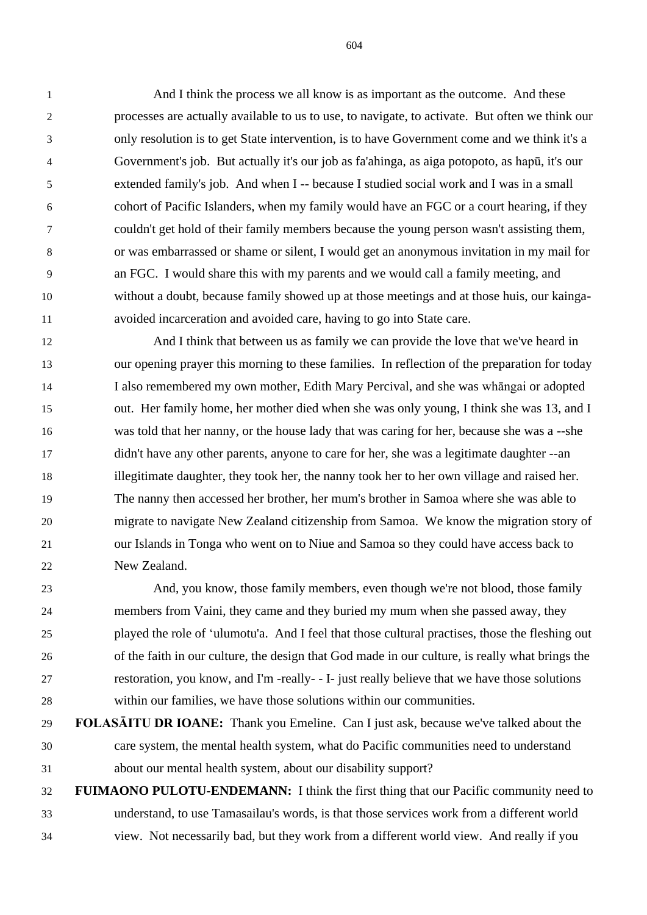And I think the process we all know is as important as the outcome. And these processes are actually available to us to use, to navigate, to activate. But often we think our only resolution is to get State intervention, is to have Government come and we think it's a Government's job. But actually it's our job as fa'ahinga, as aiga potopoto, as hapū, it's our extended family's job. And when I -- because I studied social work and I was in a small cohort of Pacific Islanders, when my family would have an FGC or a court hearing, if they couldn't get hold of their family members because the young person wasn't assisting them, or was embarrassed or shame or silent, I would get an anonymous invitation in my mail for an FGC. I would share this with my parents and we would call a family meeting, and without a doubt, because family showed up at those meetings and at those huis, our kainga- avoided incarceration and avoided care, having to go into State care.

And I think that between us as family we can provide the love that we've heard in our opening prayer this morning to these families. In reflection of the preparation for today I also remembered my own mother, Edith Mary Percival, and she was whāngai or adopted out. Her family home, her mother died when she was only young, I think she was 13, and I was told that her nanny, or the house lady that was caring for her, because she was a --she didn't have any other parents, anyone to care for her, she was a legitimate daughter --an illegitimate daughter, they took her, the nanny took her to her own village and raised her. The nanny then accessed her brother, her mum's brother in Samoa where she was able to migrate to navigate New Zealand citizenship from Samoa. We know the migration story of our Islands in Tonga who went on to Niue and Samoa so they could have access back to New Zealand.

And, you know, those family members, even though we're not blood, those family members from Vaini, they came and they buried my mum when she passed away, they played the role of ‘ulumotu'a. And I feel that those cultural practises, those the fleshing out of the faith in our culture, the design that God made in our culture, is really what brings the restoration, you know, and I'm -really- - I- just really believe that we have those solutions within our families, we have those solutions within our communities.

**FOLASĀITU DR IOANE:** Thank you Emeline. Can I just ask, because we've talked about the care system, the mental health system, what do Pacific communities need to understand about our mental health system, about our disability support?

**FUIMAONO PULOTU-ENDEMANN:** I think the first thing that our Pacific community need to understand, to use Tamasailau's words, is that those services work from a different world view. Not necessarily bad, but they work from a different world view. And really if you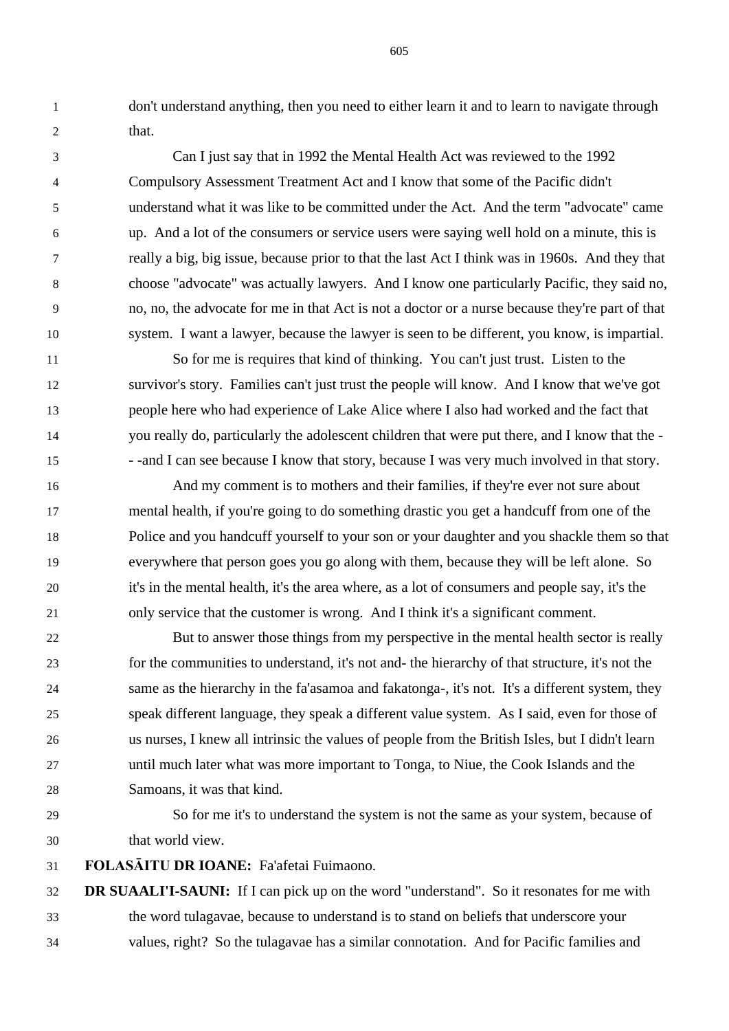don't understand anything, then you need to either learn it and to learn to navigate through that.

Can I just say that in 1992 the Mental Health Act was reviewed to the 1992 Compulsory Assessment Treatment Act and I know that some of the Pacific didn't understand what it was like to be committed under the Act. And the term "advocate" came up. And a lot of the consumers or service users were saying well hold on a minute, this is really a big, big issue, because prior to that the last Act I think was in 1960s. And they that choose "advocate" was actually lawyers. And I know one particularly Pacific, they said no, no, no, the advocate for me in that Act is not a doctor or a nurse because they're part of that system. I want a lawyer, because the lawyer is seen to be different, you know, is impartial.

So for me is requires that kind of thinking. You can't just trust. Listen to the survivor's story. Families can't just trust the people will know. And I know that we've got people here who had experience of Lake Alice where I also had worked and the fact that you really do, particularly the adolescent children that were put there, and I know that the - - -and I can see because I know that story, because I was very much involved in that story.

And my comment is to mothers and their families, if they're ever not sure about mental health, if you're going to do something drastic you get a handcuff from one of the Police and you handcuff yourself to your son or your daughter and you shackle them so that everywhere that person goes you go along with them, because they will be left alone. So it's in the mental health, it's the area where, as a lot of consumers and people say, it's the only service that the customer is wrong. And I think it's a significant comment.

But to answer those things from my perspective in the mental health sector is really for the communities to understand, it's not and- the hierarchy of that structure, it's not the same as the hierarchy in the fa'asamoa and fakatonga-, it's not. It's a different system, they speak different language, they speak a different value system. As I said, even for those of us nurses, I knew all intrinsic the values of people from the British Isles, but I didn't learn until much later what was more important to Tonga, to Niue, the Cook Islands and the Samoans, it was that kind.

So for me it's to understand the system is not the same as your system, because of that world view.

**FOLASĀITU DR IOANE:** Fa'afetai Fuimaono.

**DR SUAALI'I-SAUNI:** If I can pick up on the word "understand". So it resonates for me with the word tulagavae, because to understand is to stand on beliefs that underscore your values, right? So the tulagavae has a similar connotation. And for Pacific families and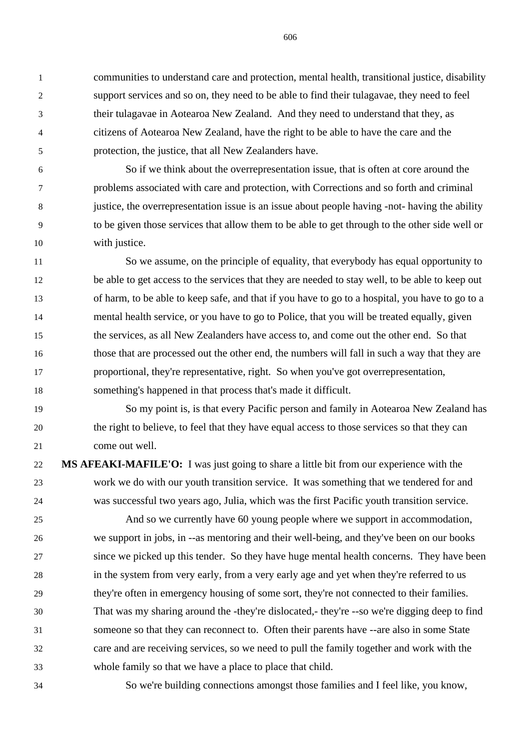communities to understand care and protection, mental health, transitional justice, disability support services and so on, they need to be able to find their tulagavae, they need to feel their tulagavae in Aotearoa New Zealand. And they need to understand that they, as citizens of Aotearoa New Zealand, have the right to be able to have the care and the protection, the justice, that all New Zealanders have.

So if we think about the overrepresentation issue, that is often at core around the problems associated with care and protection, with Corrections and so forth and criminal justice, the overrepresentation issue is an issue about people having -not- having the ability to be given those services that allow them to be able to get through to the other side well or with justice.

So we assume, on the principle of equality, that everybody has equal opportunity to be able to get access to the services that they are needed to stay well, to be able to keep out of harm, to be able to keep safe, and that if you have to go to a hospital, you have to go to a mental health service, or you have to go to Police, that you will be treated equally, given the services, as all New Zealanders have access to, and come out the other end. So that those that are processed out the other end, the numbers will fall in such a way that they are proportional, they're representative, right. So when you've got overrepresentation, something's happened in that process that's made it difficult.

So my point is, is that every Pacific person and family in Aotearoa New Zealand has the right to believe, to feel that they have equal access to those services so that they can come out well.

**MS AFEAKI-MAFILE'O:** I was just going to share a little bit from our experience with the work we do with our youth transition service. It was something that we tendered for and was successful two years ago, Julia, which was the first Pacific youth transition service.

And so we currently have 60 young people where we support in accommodation, we support in jobs, in --as mentoring and their well-being, and they've been on our books since we picked up this tender. So they have huge mental health concerns. They have been in the system from very early, from a very early age and yet when they're referred to us they're often in emergency housing of some sort, they're not connected to their families. That was my sharing around the -they're dislocated,- they're --so we're digging deep to find someone so that they can reconnect to. Often their parents have --are also in some State care and are receiving services, so we need to pull the family together and work with the whole family so that we have a place to place that child.

So we're building connections amongst those families and I feel like, you know,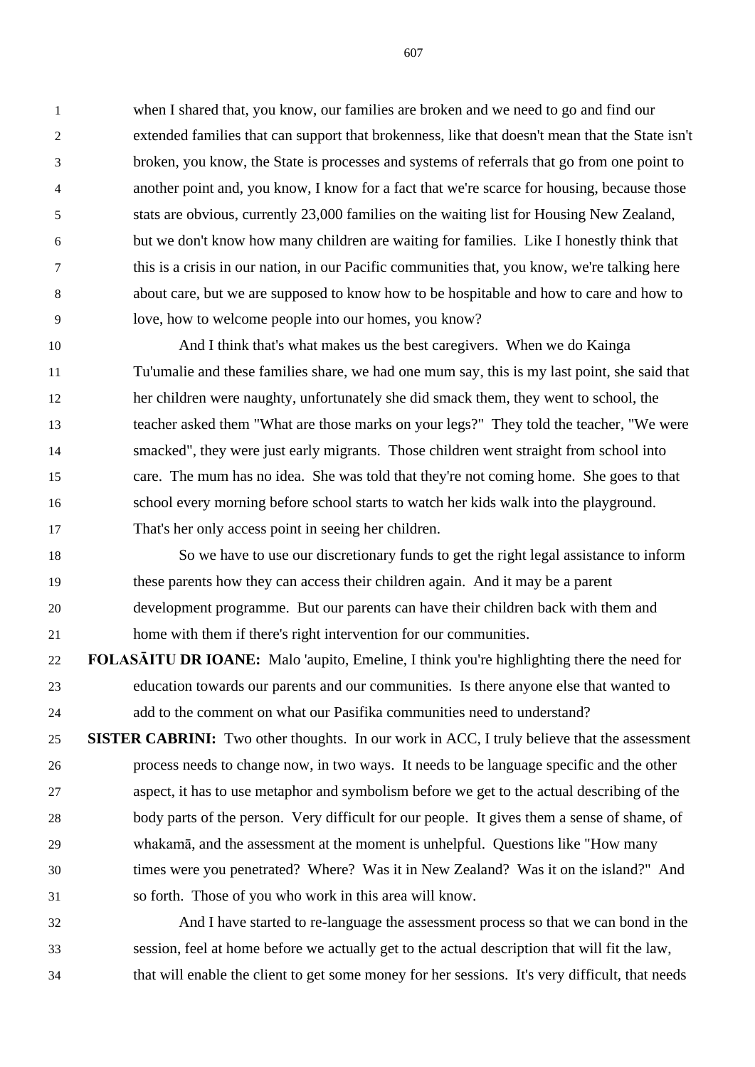when I shared that, you know, our families are broken and we need to go and find our extended families that can support that brokenness, like that doesn't mean that the State isn't broken, you know, the State is processes and systems of referrals that go from one point to another point and, you know, I know for a fact that we're scarce for housing, because those stats are obvious, currently 23,000 families on the waiting list for Housing New Zealand, but we don't know how many children are waiting for families. Like I honestly think that this is a crisis in our nation, in our Pacific communities that, you know, we're talking here about care, but we are supposed to know how to be hospitable and how to care and how to love, how to welcome people into our homes, you know?

And I think that's what makes us the best caregivers. When we do Kainga Tu'umalie and these families share, we had one mum say, this is my last point, she said that her children were naughty, unfortunately she did smack them, they went to school, the teacher asked them "What are those marks on your legs?" They told the teacher, "We were smacked", they were just early migrants. Those children went straight from school into care. The mum has no idea. She was told that they're not coming home. She goes to that school every morning before school starts to watch her kids walk into the playground. That's her only access point in seeing her children.

So we have to use our discretionary funds to get the right legal assistance to inform these parents how they can access their children again. And it may be a parent development programme. But our parents can have their children back with them and home with them if there's right intervention for our communities.

**FOLASĀITU DR IOANE:** Malo 'aupito, Emeline, I think you're highlighting there the need for education towards our parents and our communities. Is there anyone else that wanted to add to the comment on what our Pasifika communities need to understand?

**SISTER CABRINI:** Two other thoughts. In our work in ACC, I truly believe that the assessment process needs to change now, in two ways. It needs to be language specific and the other aspect, it has to use metaphor and symbolism before we get to the actual describing of the body parts of the person. Very difficult for our people. It gives them a sense of shame, of whakamā, and the assessment at the moment is unhelpful. Questions like "How many times were you penetrated? Where? Was it in New Zealand? Was it on the island?" And so forth. Those of you who work in this area will know.

And I have started to re-language the assessment process so that we can bond in the session, feel at home before we actually get to the actual description that will fit the law, that will enable the client to get some money for her sessions. It's very difficult, that needs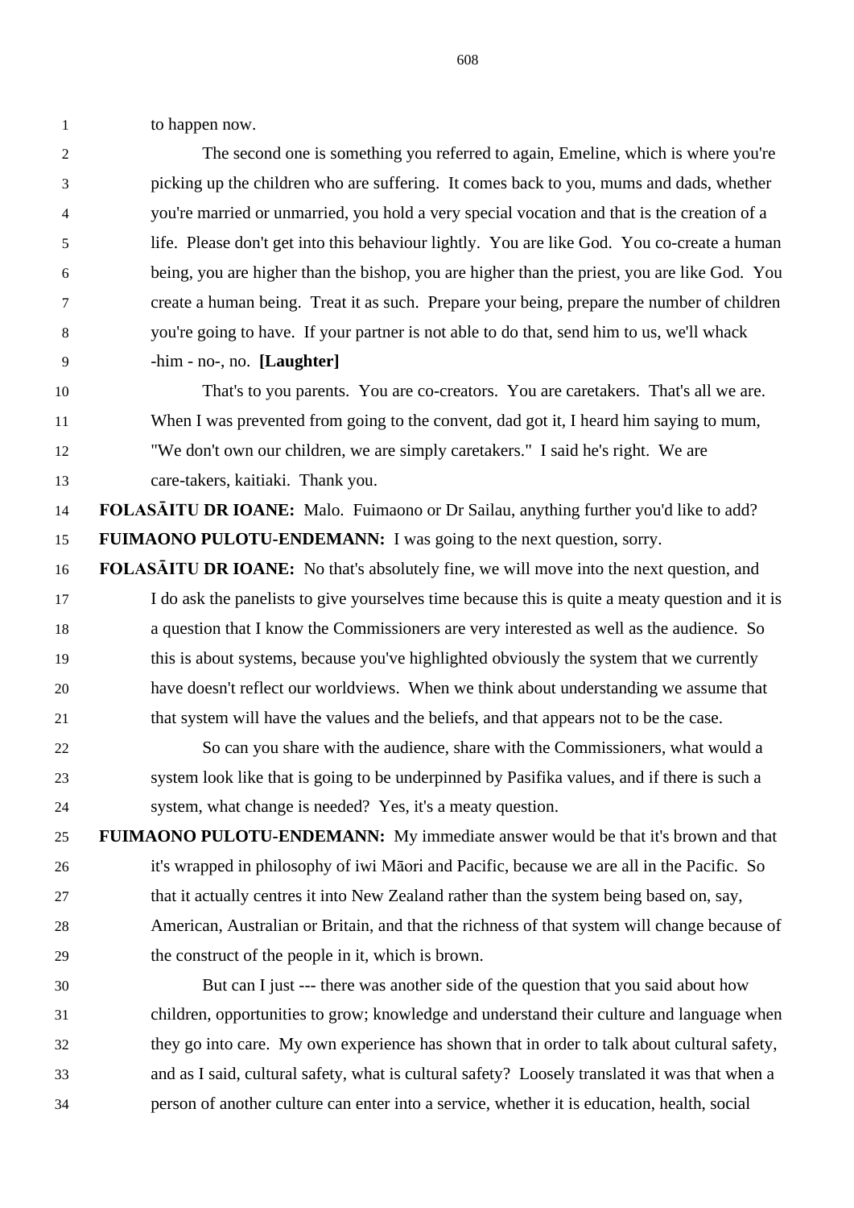to happen now.

The second one is something you referred to again, Emeline, which is where you're picking up the children who are suffering. It comes back to you, mums and dads, whether you're married or unmarried, you hold a very special vocation and that is the creation of a life. Please don't get into this behaviour lightly. You are like God. You co-create a human being, you are higher than the bishop, you are higher than the priest, you are like God. You create a human being. Treat it as such. Prepare your being, prepare the number of children you're going to have. If your partner is not able to do that, send him to us, we'll whack -him - no-, no. **[Laughter]**

That's to you parents. You are co-creators. You are caretakers. That's all we are. When I was prevented from going to the convent, dad got it, I heard him saying to mum, "We don't own our children, we are simply caretakers." I said he's right. We are care-takers, kaitiaki. Thank you.

**FOLASĀITU DR IOANE:** Malo. Fuimaono or Dr Sailau, anything further you'd like to add?

**FUIMAONO PULOTU-ENDEMANN:** I was going to the next question, sorry.

**FOLASĀITU DR IOANE:** No that's absolutely fine, we will move into the next question, and I do ask the panelists to give yourselves time because this is quite a meaty question and it is a question that I know the Commissioners are very interested as well as the audience. So this is about systems, because you've highlighted obviously the system that we currently have doesn't reflect our worldviews. When we think about understanding we assume that that system will have the values and the beliefs, and that appears not to be the case.

So can you share with the audience, share with the Commissioners, what would a system look like that is going to be underpinned by Pasifika values, and if there is such a system, what change is needed? Yes, it's a meaty question.

**FUIMAONO PULOTU-ENDEMANN:** My immediate answer would be that it's brown and that it's wrapped in philosophy of iwi Māori and Pacific, because we are all in the Pacific. So that it actually centres it into New Zealand rather than the system being based on, say, American, Australian or Britain, and that the richness of that system will change because of the construct of the people in it, which is brown.

But can I just --- there was another side of the question that you said about how children, opportunities to grow; knowledge and understand their culture and language when they go into care. My own experience has shown that in order to talk about cultural safety, and as I said, cultural safety, what is cultural safety? Loosely translated it was that when a person of another culture can enter into a service, whether it is education, health, social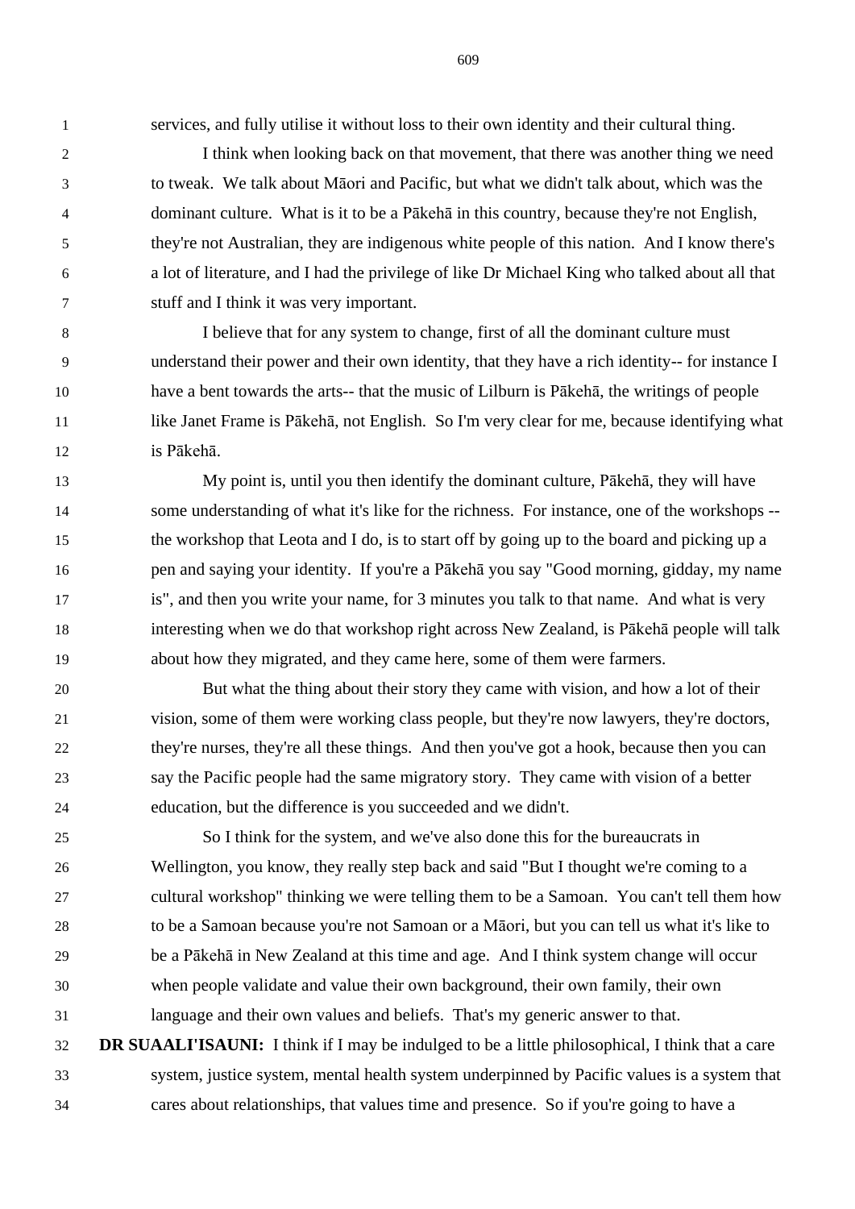services, and fully utilise it without loss to their own identity and their cultural thing.

I think when looking back on that movement, that there was another thing we need to tweak. We talk about Māori and Pacific, but what we didn't talk about, which was the dominant culture. What is it to be a Pākehā in this country, because they're not English, they're not Australian, they are indigenous white people of this nation. And I know there's a lot of literature, and I had the privilege of like Dr Michael King who talked about all that stuff and I think it was very important.

I believe that for any system to change, first of all the dominant culture must understand their power and their own identity, that they have a rich identity-- for instance I have a bent towards the arts-- that the music of Lilburn is Pākehā, the writings of people like Janet Frame is Pākehā, not English. So I'm very clear for me, because identifying what is Pākehā.

My point is, until you then identify the dominant culture, Pākehā, they will have some understanding of what it's like for the richness. For instance, one of the workshops -- the workshop that Leota and I do, is to start off by going up to the board and picking up a pen and saying your identity. If you're a Pākehā you say "Good morning, gidday, my name is", and then you write your name, for 3 minutes you talk to that name. And what is very interesting when we do that workshop right across New Zealand, is Pākehā people will talk about how they migrated, and they came here, some of them were farmers.

But what the thing about their story they came with vision, and how a lot of their vision, some of them were working class people, but they're now lawyers, they're doctors, they're nurses, they're all these things. And then you've got a hook, because then you can say the Pacific people had the same migratory story. They came with vision of a better education, but the difference is you succeeded and we didn't.

So I think for the system, and we've also done this for the bureaucrats in Wellington, you know, they really step back and said "But I thought we're coming to a cultural workshop" thinking we were telling them to be a Samoan. You can't tell them how to be a Samoan because you're not Samoan or a Māori, but you can tell us what it's like to be a Pākehā in New Zealand at this time and age. And I think system change will occur when people validate and value their own background, their own family, their own language and their own values and beliefs. That's my generic answer to that.

**DR SUAALI'ISAUNI:** I think if I may be indulged to be a little philosophical, I think that a care system, justice system, mental health system underpinned by Pacific values is a system that cares about relationships, that values time and presence. So if you're going to have a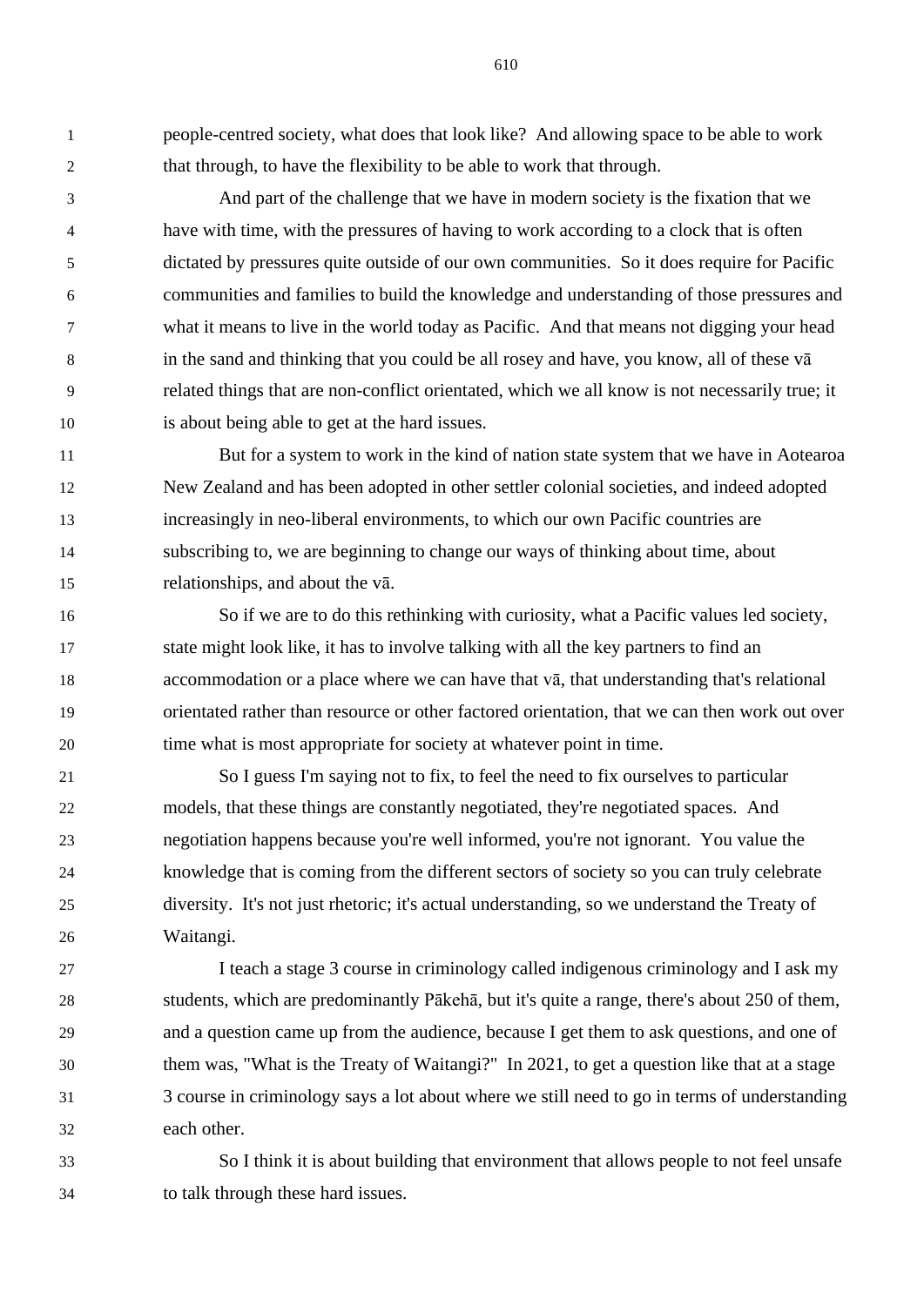people-centred society, what does that look like? And allowing space to be able to work that through, to have the flexibility to be able to work that through.

And part of the challenge that we have in modern society is the fixation that we have with time, with the pressures of having to work according to a clock that is often dictated by pressures quite outside of our own communities. So it does require for Pacific communities and families to build the knowledge and understanding of those pressures and what it means to live in the world today as Pacific. And that means not digging your head in the sand and thinking that you could be all rosey and have, you know, all of these vā related things that are non-conflict orientated, which we all know is not necessarily true; it is about being able to get at the hard issues.

But for a system to work in the kind of nation state system that we have in Aotearoa New Zealand and has been adopted in other settler colonial societies, and indeed adopted increasingly in neo-liberal environments, to which our own Pacific countries are subscribing to, we are beginning to change our ways of thinking about time, about relationships, and about the vā.

So if we are to do this rethinking with curiosity, what a Pacific values led society, state might look like, it has to involve talking with all the key partners to find an accommodation or a place where we can have that vā, that understanding that's relational orientated rather than resource or other factored orientation, that we can then work out over time what is most appropriate for society at whatever point in time.

So I guess I'm saying not to fix, to feel the need to fix ourselves to particular models, that these things are constantly negotiated, they're negotiated spaces. And negotiation happens because you're well informed, you're not ignorant. You value the knowledge that is coming from the different sectors of society so you can truly celebrate diversity. It's not just rhetoric; it's actual understanding, so we understand the Treaty of Waitangi.

I teach a stage 3 course in criminology called indigenous criminology and I ask my students, which are predominantly Pākehā, but it's quite a range, there's about 250 of them, and a question came up from the audience, because I get them to ask questions, and one of them was, "What is the Treaty of Waitangi?" In 2021, to get a question like that at a stage 3 course in criminology says a lot about where we still need to go in terms of understanding each other.

So I think it is about building that environment that allows people to not feel unsafe to talk through these hard issues.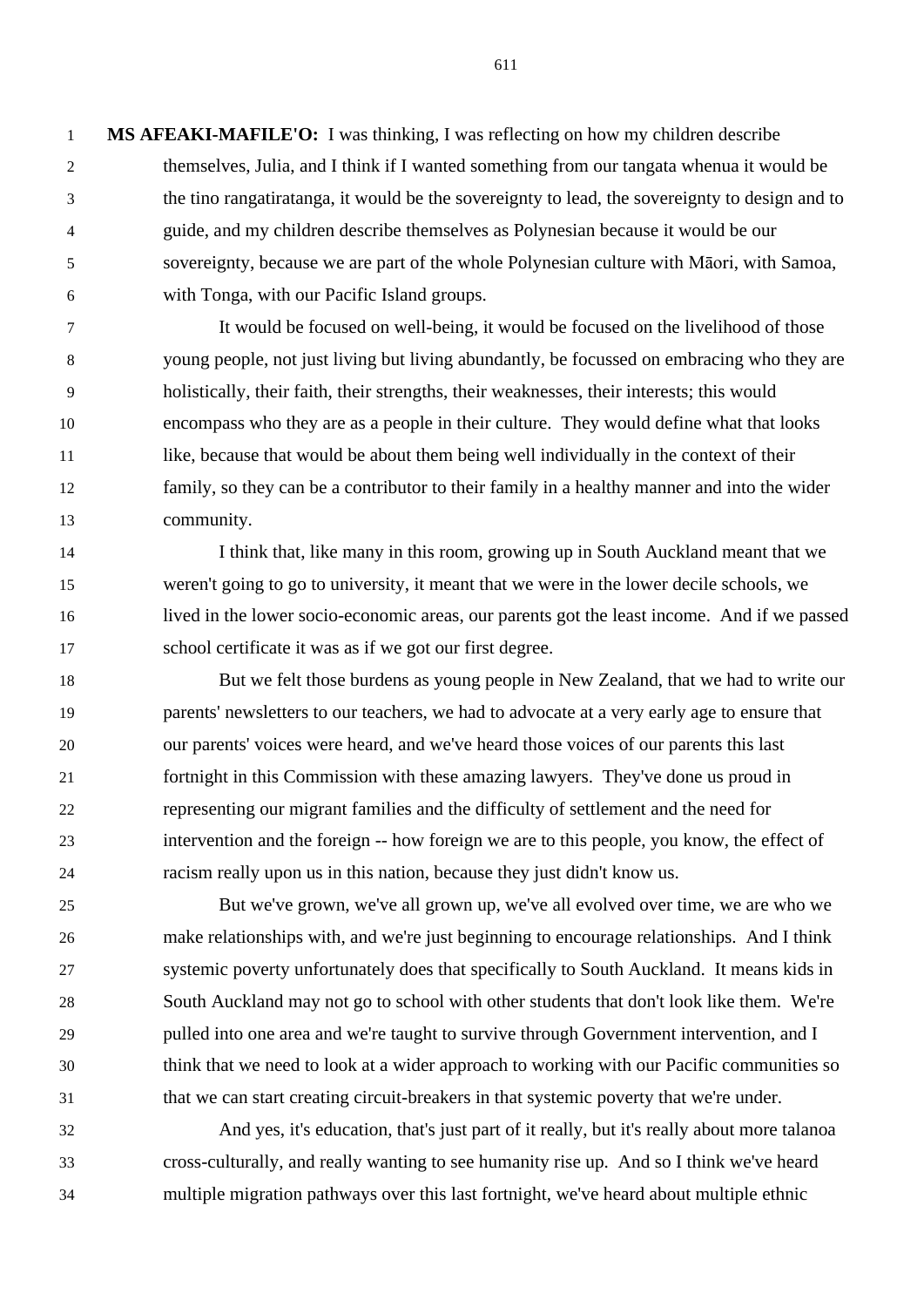**MS AFEAKI-MAFILE'O:** I was thinking, I was reflecting on how my children describe themselves, Julia, and I think if I wanted something from our tangata whenua it would be the tino rangatiratanga, it would be the sovereignty to lead, the sovereignty to design and to guide, and my children describe themselves as Polynesian because it would be our sovereignty, because we are part of the whole Polynesian culture with Māori, with Samoa, with Tonga, with our Pacific Island groups.

It would be focused on well-being, it would be focused on the livelihood of those young people, not just living but living abundantly, be focussed on embracing who they are holistically, their faith, their strengths, their weaknesses, their interests; this would encompass who they are as a people in their culture. They would define what that looks like, because that would be about them being well individually in the context of their family, so they can be a contributor to their family in a healthy manner and into the wider community.

I think that, like many in this room, growing up in South Auckland meant that we weren't going to go to university, it meant that we were in the lower decile schools, we lived in the lower socio-economic areas, our parents got the least income. And if we passed school certificate it was as if we got our first degree.

But we felt those burdens as young people in New Zealand, that we had to write our parents' newsletters to our teachers, we had to advocate at a very early age to ensure that our parents' voices were heard, and we've heard those voices of our parents this last fortnight in this Commission with these amazing lawyers. They've done us proud in representing our migrant families and the difficulty of settlement and the need for intervention and the foreign -- how foreign we are to this people, you know, the effect of racism really upon us in this nation, because they just didn't know us.

But we've grown, we've all grown up, we've all evolved over time, we are who we make relationships with, and we're just beginning to encourage relationships. And I think systemic poverty unfortunately does that specifically to South Auckland. It means kids in South Auckland may not go to school with other students that don't look like them. We're pulled into one area and we're taught to survive through Government intervention, and I think that we need to look at a wider approach to working with our Pacific communities so that we can start creating circuit-breakers in that systemic poverty that we're under.

And yes, it's education, that's just part of it really, but it's really about more talanoa cross-culturally, and really wanting to see humanity rise up. And so I think we've heard multiple migration pathways over this last fortnight, we've heard about multiple ethnic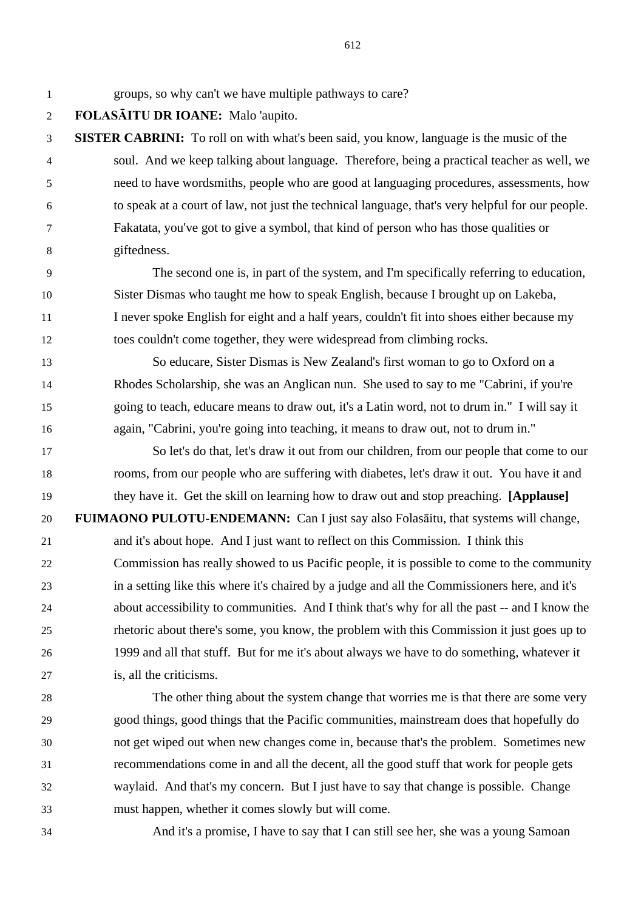groups, so why can't we have multiple pathways to care?

**FOLASĀITU DR IOANE:** Malo 'aupito.

**SISTER CABRINI:** To roll on with what's been said, you know, language is the music of the soul. And we keep talking about language. Therefore, being a practical teacher as well, we need to have wordsmiths, people who are good at languaging procedures, assessments, how to speak at a court of law, not just the technical language, that's very helpful for our people. Fakatata, you've got to give a symbol, that kind of person who has those qualities or giftedness.

The second one is, in part of the system, and I'm specifically referring to education, Sister Dismas who taught me how to speak English, because I brought up on Lakeba, I never spoke English for eight and a half years, couldn't fit into shoes either because my toes couldn't come together, they were widespread from climbing rocks.

So educare, Sister Dismas is New Zealand's first woman to go to Oxford on a Rhodes Scholarship, she was an Anglican nun. She used to say to me "Cabrini, if you're going to teach, educare means to draw out, it's a Latin word, not to drum in." I will say it again, "Cabrini, you're going into teaching, it means to draw out, not to drum in."

So let's do that, let's draw it out from our children, from our people that come to our rooms, from our people who are suffering with diabetes, let's draw it out. You have it and they have it. Get the skill on learning how to draw out and stop preaching. **[Applause]**

**FUIMAONO PULOTU-ENDEMANN:** Can I just say also Folasāitu, that systems will change, and it's about hope. And I just want to reflect on this Commission. I think this Commission has really showed to us Pacific people, it is possible to come to the community in a setting like this where it's chaired by a judge and all the Commissioners here, and it's about accessibility to communities. And I think that's why for all the past -- and I know the rhetoric about there's some, you know, the problem with this Commission it just goes up to 1999 and all that stuff. But for me it's about always we have to do something, whatever it is, all the criticisms.

The other thing about the system change that worries me is that there are some very good things, good things that the Pacific communities, mainstream does that hopefully do not get wiped out when new changes come in, because that's the problem. Sometimes new recommendations come in and all the decent, all the good stuff that work for people gets waylaid. And that's my concern. But I just have to say that change is possible. Change must happen, whether it comes slowly but will come.

And it's a promise, I have to say that I can still see her, she was a young Samoan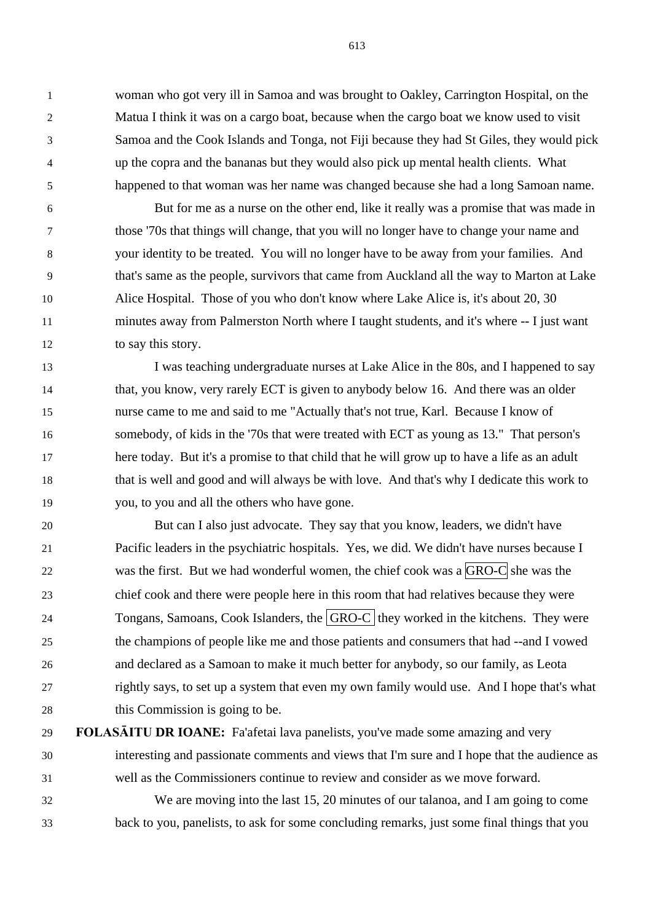woman who got very ill in Samoa and was brought to Oakley, Carrington Hospital, on the Matua I think it was on a cargo boat, because when the cargo boat we know used to visit Samoa and the Cook Islands and Tonga, not Fiji because they had St Giles, they would pick up the copra and the bananas but they would also pick up mental health clients. What happened to that woman was her name was changed because she had a long Samoan name.

But for me as a nurse on the other end, like it really was a promise that was made in those '70s that things will change, that you will no longer have to change your name and your identity to be treated. You will no longer have to be away from your families. And that's same as the people, survivors that came from Auckland all the way to Marton at Lake Alice Hospital. Those of you who don't know where Lake Alice is, it's about 20, 30 minutes away from Palmerston North where I taught students, and it's where -- I just want to say this story.

I was teaching undergraduate nurses at Lake Alice in the 80s, and I happened to say that, you know, very rarely ECT is given to anybody below 16. And there was an older nurse came to me and said to me "Actually that's not true, Karl. Because I know of somebody, of kids in the '70s that were treated with ECT as young as 13." That person's here today. But it's a promise to that child that he will grow up to have a life as an adult that is well and good and will always be with love. And that's why I dedicate this work to you, to you and all the others who have gone.

But can I also just advocate. They say that you know, leaders, we didn't have Pacific leaders in the psychiatric hospitals. Yes, we did. We didn't have nurses because I was the first. But we had wonderful women, the chief cook was a GRO-C she was the chief cook and there were people here in this room that had relatives because they were Tongans, Samoans, Cook Islanders, the GRO-C they worked in the kitchens. They were the champions of people like me and those patients and consumers that had --and I vowed and declared as a Samoan to make it much better for anybody, so our family, as Leota rightly says, to set up a system that even my own family would use. And I hope that's what this Commission is going to be.

**FOLASĀITU DR IOANE:** Fa'afetai lava panelists, you've made some amazing and very interesting and passionate comments and views that I'm sure and I hope that the audience as well as the Commissioners continue to review and consider as we move forward.

We are moving into the last 15, 20 minutes of our talanoa, and I am going to come back to you, panelists, to ask for some concluding remarks, just some final things that you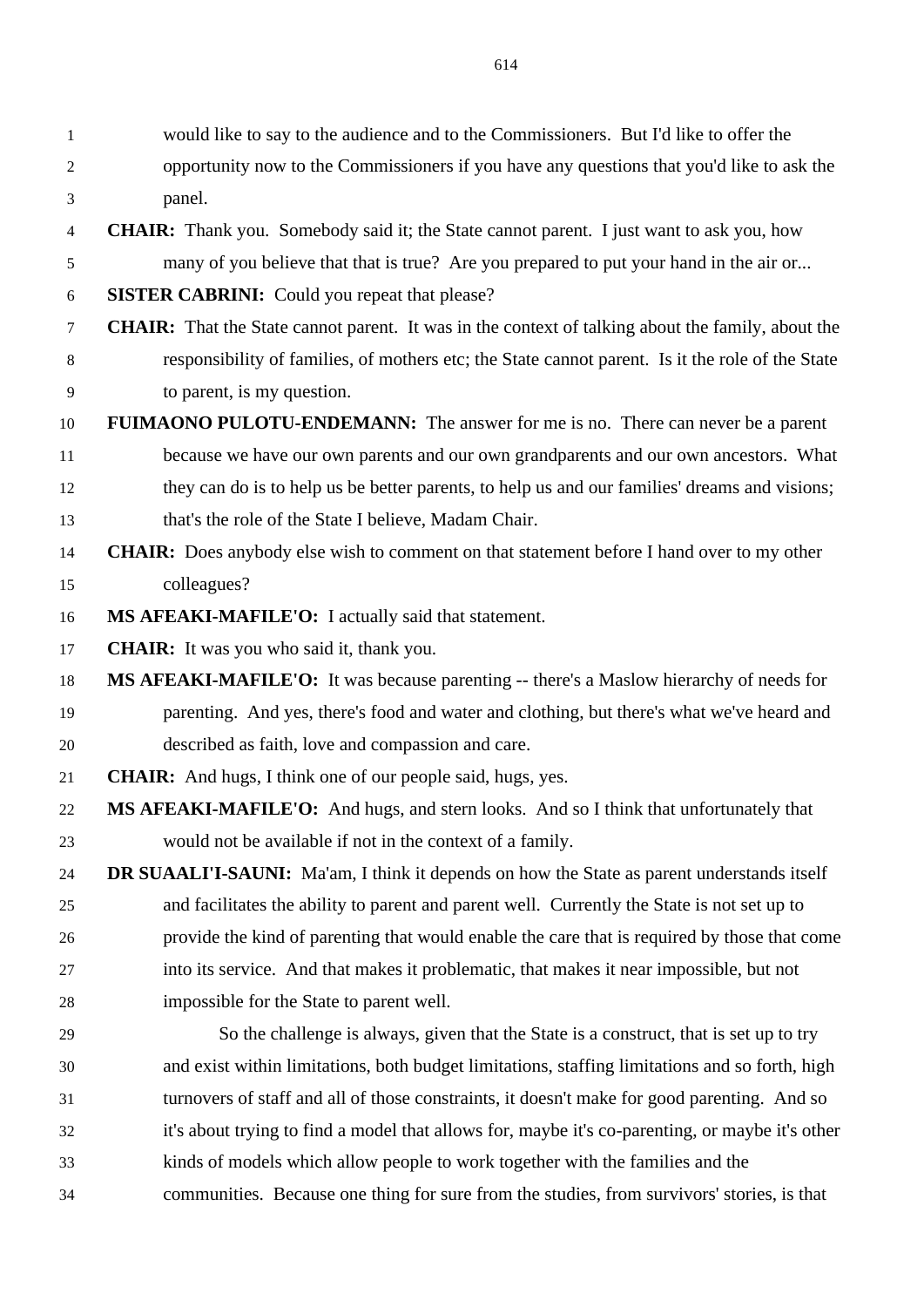would like to say to the audience and to the Commissioners. But I'd like to offer the opportunity now to the Commissioners if you have any questions that you'd like to ask the panel.

**CHAIR:** Thank you. Somebody said it; the State cannot parent. I just want to ask you, how many of you believe that that is true? Are you prepared to put your hand in the air or...

**SISTER CABRINI:** Could you repeat that please?

**CHAIR:** That the State cannot parent. It was in the context of talking about the family, about the responsibility of families, of mothers etc; the State cannot parent. Is it the role of the State to parent, is my question.

**FUIMAONO PULOTU-ENDEMANN:** The answer for me is no. There can never be a parent because we have our own parents and our own grandparents and our own ancestors. What they can do is to help us be better parents, to help us and our families' dreams and visions; that's the role of the State I believe, Madam Chair.

**CHAIR:** Does anybody else wish to comment on that statement before I hand over to my other colleagues?

**MS AFEAKI-MAFILE'O:** I actually said that statement.

**CHAIR:** It was you who said it, thank you.

**MS AFEAKI-MAFILE'O:** It was because parenting -- there's a Maslow hierarchy of needs for parenting. And yes, there's food and water and clothing, but there's what we've heard and described as faith, love and compassion and care.

**CHAIR:** And hugs, I think one of our people said, hugs, yes.

**MS AFEAKI-MAFILE'O:** And hugs, and stern looks. And so I think that unfortunately that would not be available if not in the context of a family.

**DR SUAALI'I-SAUNI:** Ma'am, I think it depends on how the State as parent understands itself and facilitates the ability to parent and parent well. Currently the State is not set up to provide the kind of parenting that would enable the care that is required by those that come into its service. And that makes it problematic, that makes it near impossible, but not impossible for the State to parent well.

So the challenge is always, given that the State is a construct, that is set up to try and exist within limitations, both budget limitations, staffing limitations and so forth, high turnovers of staff and all of those constraints, it doesn't make for good parenting. And so it's about trying to find a model that allows for, maybe it's co-parenting, or maybe it's other kinds of models which allow people to work together with the families and the communities. Because one thing for sure from the studies, from survivors' stories, is that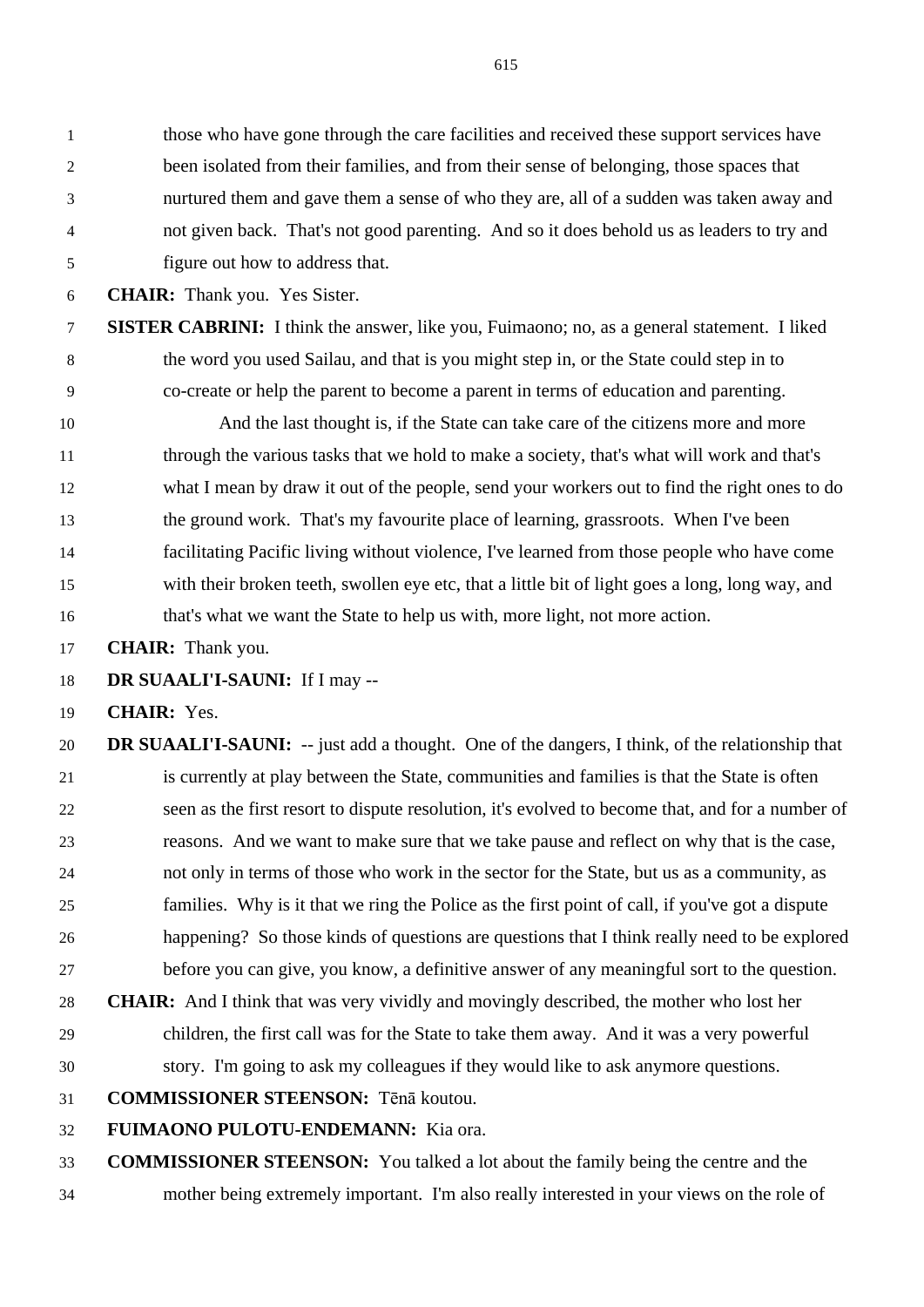those who have gone through the care facilities and received these support services have been isolated from their families, and from their sense of belonging, those spaces that nurtured them and gave them a sense of who they are, all of a sudden was taken away and not given back. That's not good parenting. And so it does behold us as leaders to try and figure out how to address that.

**CHAIR:** Thank you. Yes Sister.

**SISTER CABRINI:** I think the answer, like you, Fuimaono; no, as a general statement. I liked the word you used Sailau, and that is you might step in, or the State could step in to co-create or help the parent to become a parent in terms of education and parenting.

And the last thought is, if the State can take care of the citizens more and more through the various tasks that we hold to make a society, that's what will work and that's what I mean by draw it out of the people, send your workers out to find the right ones to do the ground work. That's my favourite place of learning, grassroots. When I've been facilitating Pacific living without violence, I've learned from those people who have come with their broken teeth, swollen eye etc, that a little bit of light goes a long, long way, and that's what we want the State to help us with, more light, not more action.

**CHAIR:** Thank you.

**DR SUAALI'I-SAUNI:** If I may --

**CHAIR:** Yes.

**DR SUAALI'I-SAUNI:** -- just add a thought. One of the dangers, I think, of the relationship that is currently at play between the State, communities and families is that the State is often seen as the first resort to dispute resolution, it's evolved to become that, and for a number of reasons. And we want to make sure that we take pause and reflect on why that is the case, not only in terms of those who work in the sector for the State, but us as a community, as families. Why is it that we ring the Police as the first point of call, if you've got a dispute happening? So those kinds of questions are questions that I think really need to be explored before you can give, you know, a definitive answer of any meaningful sort to the question.

**CHAIR:** And I think that was very vividly and movingly described, the mother who lost her children, the first call was for the State to take them away. And it was a very powerful story. I'm going to ask my colleagues if they would like to ask anymore questions.

**COMMISSIONER STEENSON:** Tēnā koutou.

**FUIMAONO PULOTU-ENDEMANN:** Kia ora.

**COMMISSIONER STEENSON:** You talked a lot about the family being the centre and the mother being extremely important. I'm also really interested in your views on the role of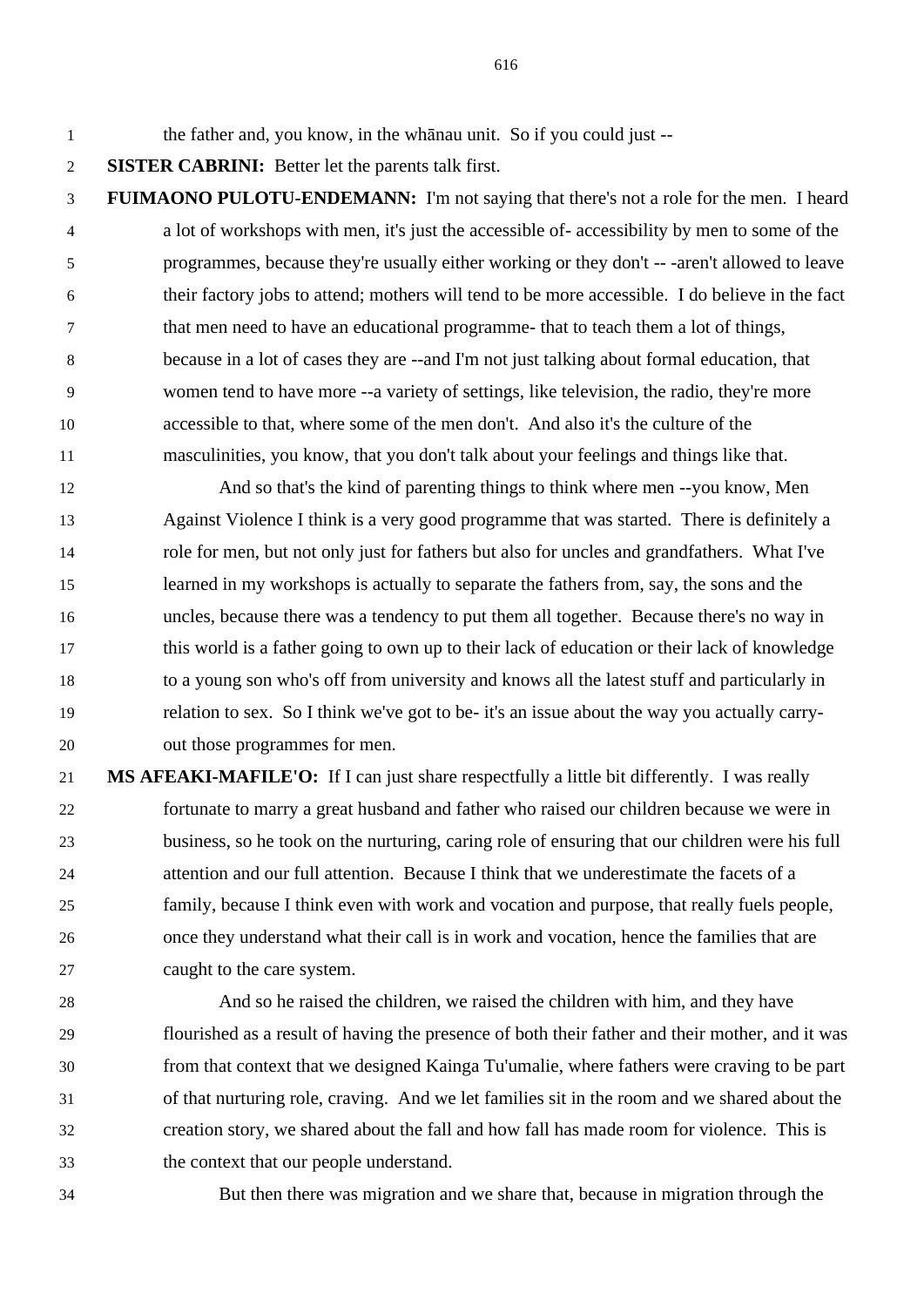the father and, you know, in the whānau unit. So if you could just --

**SISTER CABRINI:** Better let the parents talk first.

**FUIMAONO PULOTU-ENDEMANN:** I'm not saying that there's not a role for the men. I heard a lot of workshops with men, it's just the accessible of- accessibility by men to some of the programmes, because they're usually either working or they don't -- -aren't allowed to leave their factory jobs to attend; mothers will tend to be more accessible. I do believe in the fact that men need to have an educational programme- that to teach them a lot of things, because in a lot of cases they are --and I'm not just talking about formal education, that women tend to have more --a variety of settings, like television, the radio, they're more accessible to that, where some of the men don't. And also it's the culture of the masculinities, you know, that you don't talk about your feelings and things like that.

And so that's the kind of parenting things to think where men --you know, Men Against Violence I think is a very good programme that was started. There is definitely a role for men, but not only just for fathers but also for uncles and grandfathers. What I've learned in my workshops is actually to separate the fathers from, say, the sons and the uncles, because there was a tendency to put them all together. Because there's no way in this world is a father going to own up to their lack of education or their lack of knowledge to a young son who's off from university and knows all the latest stuff and particularly in relation to sex. So I think we've got to be- it's an issue about the way you actually carry-out those programmes for men.

**MS AFEAKI-MAFILE'O:** If I can just share respectfully a little bit differently. I was really fortunate to marry a great husband and father who raised our children because we were in business, so he took on the nurturing, caring role of ensuring that our children were his full attention and our full attention. Because I think that we underestimate the facets of a family, because I think even with work and vocation and purpose, that really fuels people, once they understand what their call is in work and vocation, hence the families that are caught to the care system.

And so he raised the children, we raised the children with him, and they have flourished as a result of having the presence of both their father and their mother, and it was from that context that we designed Kainga Tu'umalie, where fathers were craving to be part of that nurturing role, craving. And we let families sit in the room and we shared about the creation story, we shared about the fall and how fall has made room for violence. This is the context that our people understand.

But then there was migration and we share that, because in migration through the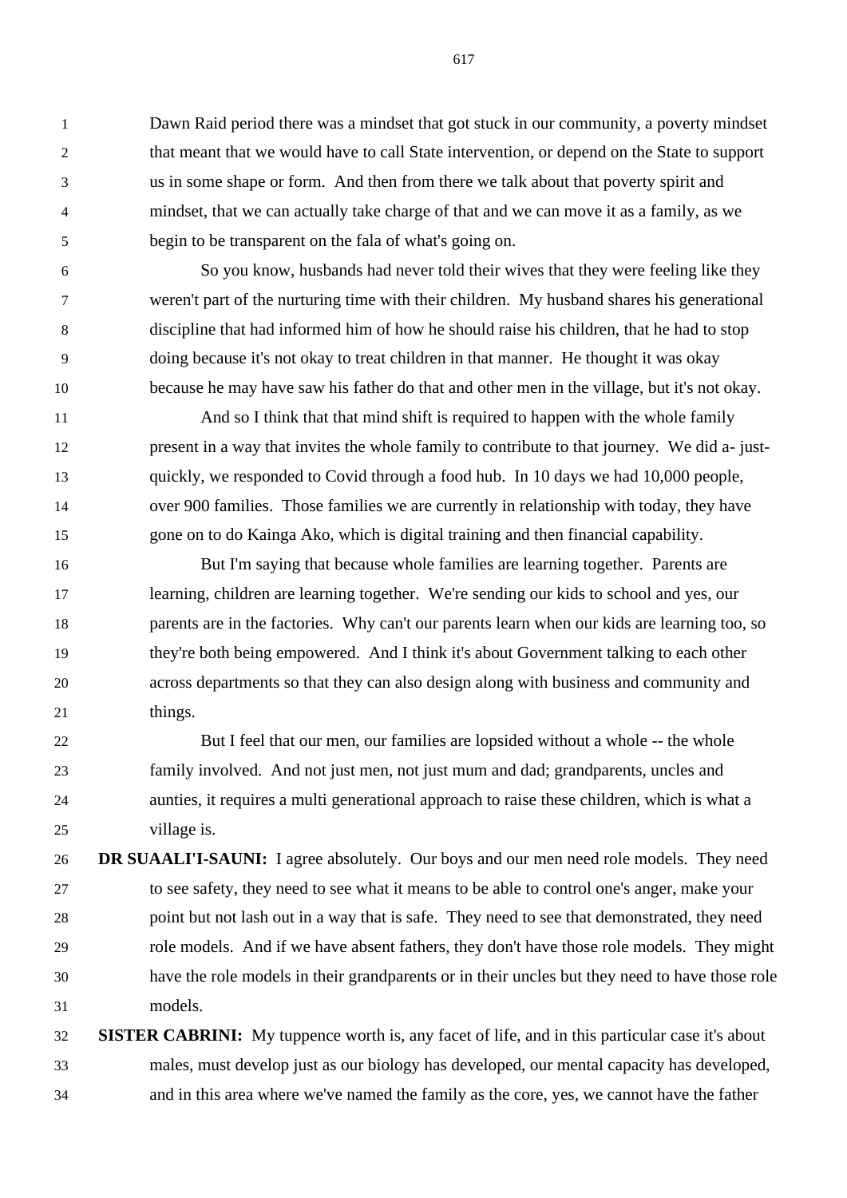Dawn Raid period there was a mindset that got stuck in our community, a poverty mindset that meant that we would have to call State intervention, or depend on the State to support us in some shape or form. And then from there we talk about that poverty spirit and mindset, that we can actually take charge of that and we can move it as a family, as we begin to be transparent on the fala of what's going on.

So you know, husbands had never told their wives that they were feeling like they weren't part of the nurturing time with their children. My husband shares his generational discipline that had informed him of how he should raise his children, that he had to stop doing because it's not okay to treat children in that manner. He thought it was okay because he may have saw his father do that and other men in the village, but it's not okay.

And so I think that that mind shift is required to happen with the whole family present in a way that invites the whole family to contribute to that journey. We did a- just- quickly, we responded to Covid through a food hub. In 10 days we had 10,000 people, over 900 families. Those families we are currently in relationship with today, they have gone on to do Kainga Ako, which is digital training and then financial capability.

But I'm saying that because whole families are learning together. Parents are learning, children are learning together. We're sending our kids to school and yes, our parents are in the factories. Why can't our parents learn when our kids are learning too, so they're both being empowered. And I think it's about Government talking to each other across departments so that they can also design along with business and community and things.

But I feel that our men, our families are lopsided without a whole -- the whole family involved. And not just men, not just mum and dad; grandparents, uncles and aunties, it requires a multi generational approach to raise these children, which is what a village is.

**DR SUAALI'I-SAUNI:** I agree absolutely. Our boys and our men need role models. They need to see safety, they need to see what it means to be able to control one's anger, make your point but not lash out in a way that is safe. They need to see that demonstrated, they need role models. And if we have absent fathers, they don't have those role models. They might have the role models in their grandparents or in their uncles but they need to have those role models.

**SISTER CABRINI:** My tuppence worth is, any facet of life, and in this particular case it's about males, must develop just as our biology has developed, our mental capacity has developed, and in this area where we've named the family as the core, yes, we cannot have the father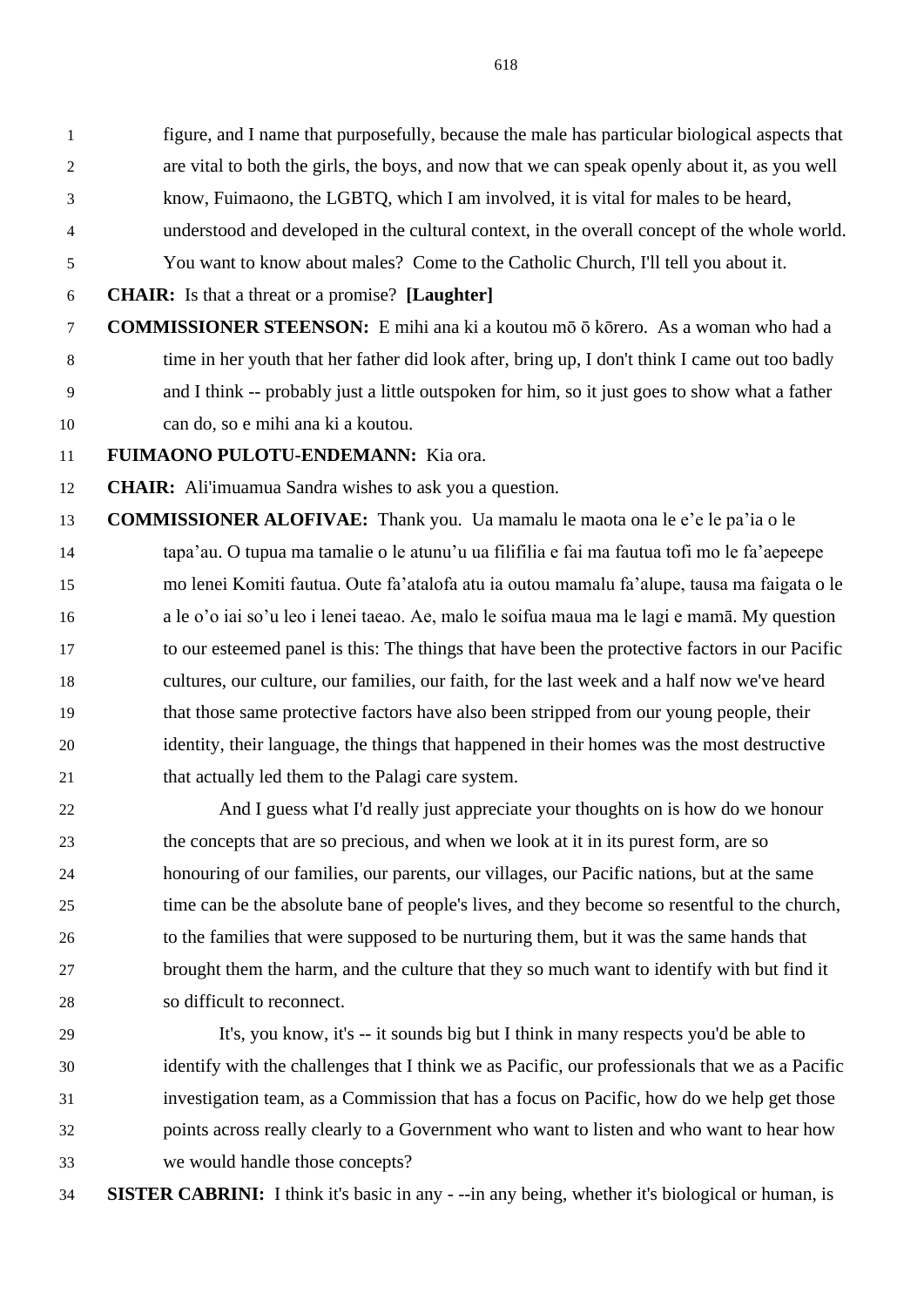figure, and I name that purposefully, because the male has particular biological aspects that are vital to both the girls, the boys, and now that we can speak openly about it, as you well know, Fuimaono, the LGBTQ, which I am involved, it is vital for males to be heard, understood and developed in the cultural context, in the overall concept of the whole world. You want to know about males? Come to the Catholic Church, I'll tell you about it.

**CHAIR:** Is that a threat or a promise? **[Laughter]**

**COMMISSIONER STEENSON:** E mihi ana ki a koutou mō ō kōrero. As a woman who had a time in her youth that her father did look after, bring up, I don't think I came out too badly and I think -- probably just a little outspoken for him, so it just goes to show what a father can do, so e mihi ana ki a koutou.

**FUIMAONO PULOTU-ENDEMANN:** Kia ora.

**CHAIR:** Ali'imuamua Sandra wishes to ask you a question.

**COMMISSIONER ALOFIVAE:** Thank you. Ua mamalu le maota ona le e'e le pa'ia o le tapa'au. O tupua ma tamalie o le atunu'u ua filifilia e fai ma fautua tofi mo le fa'aepeepe mo lenei Komiti fautua. Oute fa'atalofa atu ia outou mamalu fa'alupe, tausa ma faigata o le a le o'o iai so'u leo i lenei taeao. Ae, malo le soifua maua ma le lagi e mamā. My question to our esteemed panel is this: The things that have been the protective factors in our Pacific cultures, our culture, our families, our faith, for the last week and a half now we've heard that those same protective factors have also been stripped from our young people, their identity, their language, the things that happened in their homes was the most destructive that actually led them to the Palagi care system.

And I guess what I'd really just appreciate your thoughts on is how do we honour the concepts that are so precious, and when we look at it in its purest form, are so honouring of our families, our parents, our villages, our Pacific nations, but at the same time can be the absolute bane of people's lives, and they become so resentful to the church, to the families that were supposed to be nurturing them, but it was the same hands that brought them the harm, and the culture that they so much want to identify with but find it so difficult to reconnect.

It's, you know, it's -- it sounds big but I think in many respects you'd be able to identify with the challenges that I think we as Pacific, our professionals that we as a Pacific investigation team, as a Commission that has a focus on Pacific, how do we help get those points across really clearly to a Government who want to listen and who want to hear how we would handle those concepts?

**SISTER CABRINI:** I think it's basic in any - --in any being, whether it's biological or human, is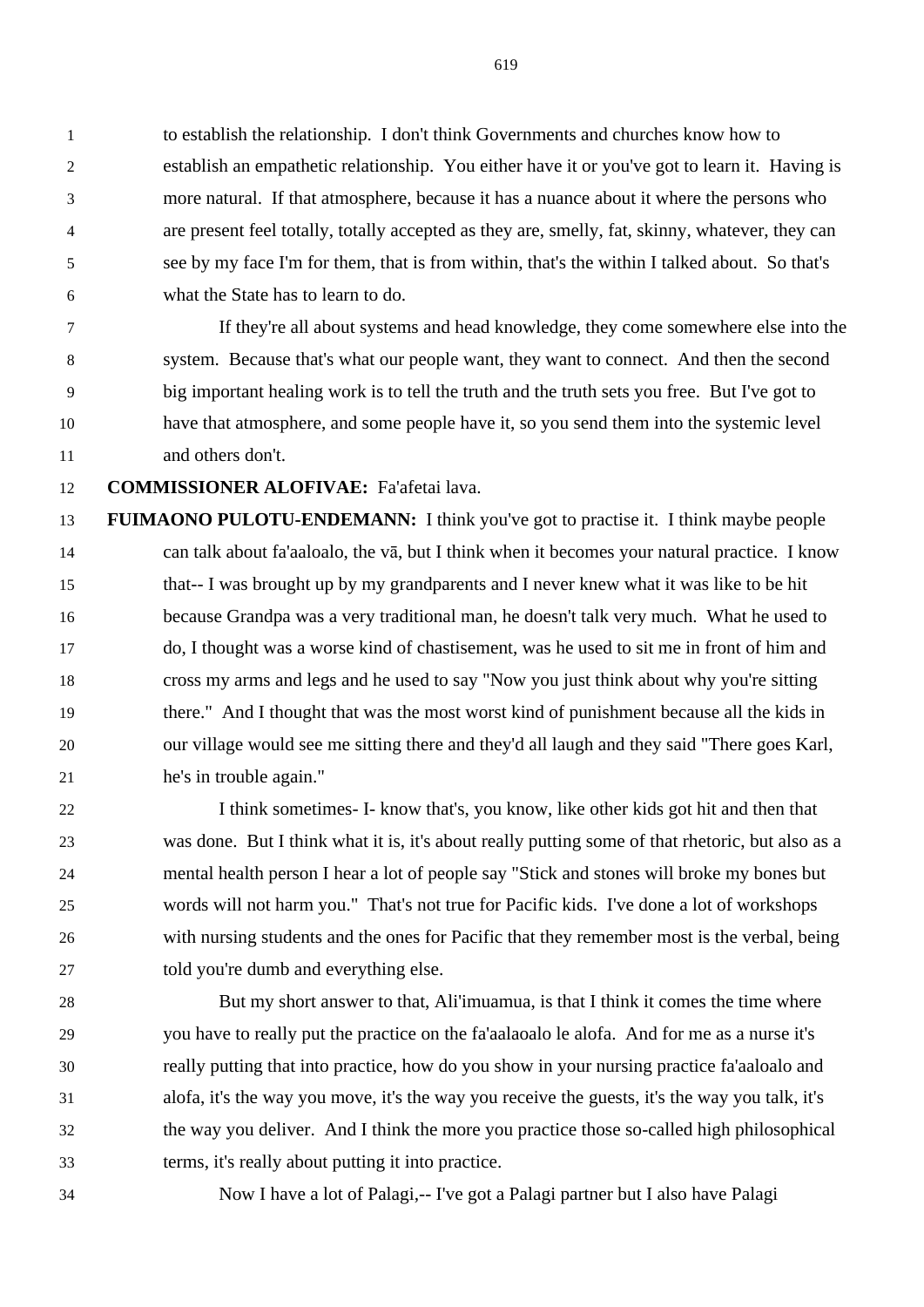to establish the relationship. I don't think Governments and churches know how to establish an empathetic relationship. You either have it or you've got to learn it. Having is more natural. If that atmosphere, because it has a nuance about it where the persons who are present feel totally, totally accepted as they are, smelly, fat, skinny, whatever, they can see by my face I'm for them, that is from within, that's the within I talked about. So that's what the State has to learn to do.

If they're all about systems and head knowledge, they come somewhere else into the system. Because that's what our people want, they want to connect. And then the second big important healing work is to tell the truth and the truth sets you free. But I've got to have that atmosphere, and some people have it, so you send them into the systemic level and others don't.

**COMMISSIONER ALOFIVAE:** Fa'afetai lava.

**FUIMAONO PULOTU-ENDEMANN:** I think you've got to practise it. I think maybe people can talk about fa'aaloalo, the vā, but I think when it becomes your natural practice. I know that-- I was brought up by my grandparents and I never knew what it was like to be hit because Grandpa was a very traditional man, he doesn't talk very much. What he used to do, I thought was a worse kind of chastisement, was he used to sit me in front of him and cross my arms and legs and he used to say "Now you just think about why you're sitting there." And I thought that was the most worst kind of punishment because all the kids in our village would see me sitting there and they'd all laugh and they said "There goes Karl, he's in trouble again."

I think sometimes- I- know that's, you know, like other kids got hit and then that was done. But I think what it is, it's about really putting some of that rhetoric, but also as a mental health person I hear a lot of people say "Stick and stones will broke my bones but words will not harm you." That's not true for Pacific kids. I've done a lot of workshops with nursing students and the ones for Pacific that they remember most is the verbal, being told you're dumb and everything else.

But my short answer to that, Ali'imuamua, is that I think it comes the time where you have to really put the practice on the fa'aalaoalo le alofa. And for me as a nurse it's really putting that into practice, how do you show in your nursing practice fa'aaloalo and alofa, it's the way you move, it's the way you receive the guests, it's the way you talk, it's the way you deliver. And I think the more you practice those so-called high philosophical terms, it's really about putting it into practice.

Now I have a lot of Palagi,-- I've got a Palagi partner but I also have Palagi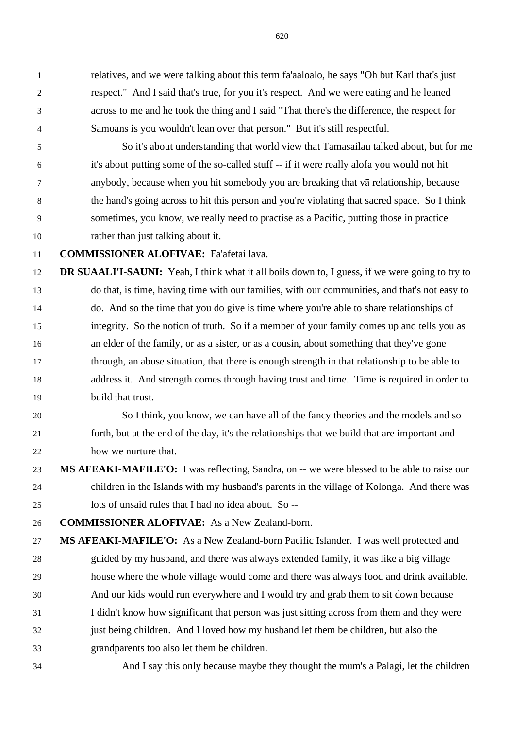relatives, and we were talking about this term fa'aaloalo, he says "Oh but Karl that's just respect." And I said that's true, for you it's respect. And we were eating and he leaned across to me and he took the thing and I said "That there's the difference, the respect for Samoans is you wouldn't lean over that person." But it's still respectful.

So it's about understanding that world view that Tamasailau talked about, but for me it's about putting some of the so-called stuff -- if it were really alofa you would not hit anybody, because when you hit somebody you are breaking that vā relationship, because the hand's going across to hit this person and you're violating that sacred space. So I think sometimes, you know, we really need to practise as a Pacific, putting those in practice rather than just talking about it.

**COMMISSIONER ALOFIVAE:** Fa'afetai lava.

**DR SUAALI'I-SAUNI:** Yeah, I think what it all boils down to, I guess, if we were going to try to do that, is time, having time with our families, with our communities, and that's not easy to do. And so the time that you do give is time where you're able to share relationships of integrity. So the notion of truth. So if a member of your family comes up and tells you as an elder of the family, or as a sister, or as a cousin, about something that they've gone through, an abuse situation, that there is enough strength in that relationship to be able to address it. And strength comes through having trust and time. Time is required in order to build that trust.

So I think, you know, we can have all of the fancy theories and the models and so forth, but at the end of the day, it's the relationships that we build that are important and how we nurture that.

**MS AFEAKI-MAFILE'O:** I was reflecting, Sandra, on -- we were blessed to be able to raise our children in the Islands with my husband's parents in the village of Kolonga. And there was lots of unsaid rules that I had no idea about. So --

**COMMISSIONER ALOFIVAE:** As a New Zealand-born.

**MS AFEAKI-MAFILE'O:** As a New Zealand-born Pacific Islander. I was well protected and guided by my husband, and there was always extended family, it was like a big village house where the whole village would come and there was always food and drink available. And our kids would run everywhere and I would try and grab them to sit down because I didn't know how significant that person was just sitting across from them and they were just being children. And I loved how my husband let them be children, but also the grandparents too also let them be children.

And I say this only because maybe they thought the mum's a Palagi, let the children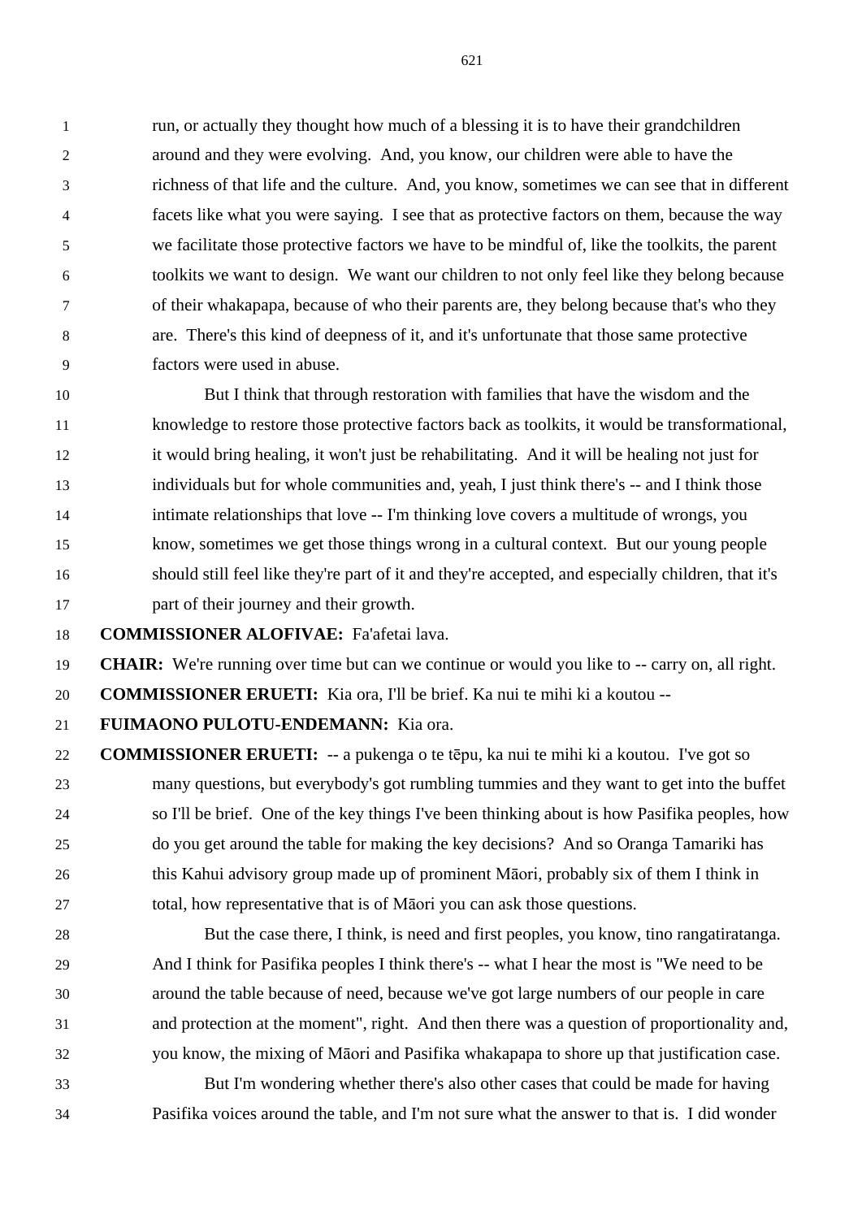run, or actually they thought how much of a blessing it is to have their grandchildren around and they were evolving. And, you know, our children were able to have the richness of that life and the culture. And, you know, sometimes we can see that in different facets like what you were saying. I see that as protective factors on them, because the way we facilitate those protective factors we have to be mindful of, like the toolkits, the parent toolkits we want to design. We want our children to not only feel like they belong because of their whakapapa, because of who their parents are, they belong because that's who they are. There's this kind of deepness of it, and it's unfortunate that those same protective factors were used in abuse.

But I think that through restoration with families that have the wisdom and the knowledge to restore those protective factors back as toolkits, it would be transformational, it would bring healing, it won't just be rehabilitating. And it will be healing not just for individuals but for whole communities and, yeah, I just think there's -- and I think those intimate relationships that love -- I'm thinking love covers a multitude of wrongs, you know, sometimes we get those things wrong in a cultural context. But our young people should still feel like they're part of it and they're accepted, and especially children, that it's part of their journey and their growth.

**COMMISSIONER ALOFIVAE:** Fa'afetai lava.

**CHAIR:** We're running over time but can we continue or would you like to -- carry on, all right.

**COMMISSIONER ERUETI:** Kia ora, I'll be brief. Ka nui te mihi ki a koutou --

**FUIMAONO PULOTU-ENDEMANN:** Kia ora.

**COMMISSIONER ERUETI:** -- a pukenga o te tēpu, ka nui te mihi ki a koutou. I've got so many questions, but everybody's got rumbling tummies and they want to get into the buffet so I'll be brief. One of the key things I've been thinking about is how Pasifika peoples, how do you get around the table for making the key decisions? And so Oranga Tamariki has this Kahui advisory group made up of prominent Māori, probably six of them I think in total, how representative that is of Māori you can ask those questions.

But the case there, I think, is need and first peoples, you know, tino rangatiratanga. And I think for Pasifika peoples I think there's -- what I hear the most is "We need to be around the table because of need, because we've got large numbers of our people in care and protection at the moment", right. And then there was a question of proportionality and, you know, the mixing of Māori and Pasifika whakapapa to shore up that justification case.

But I'm wondering whether there's also other cases that could be made for having Pasifika voices around the table, and I'm not sure what the answer to that is. I did wonder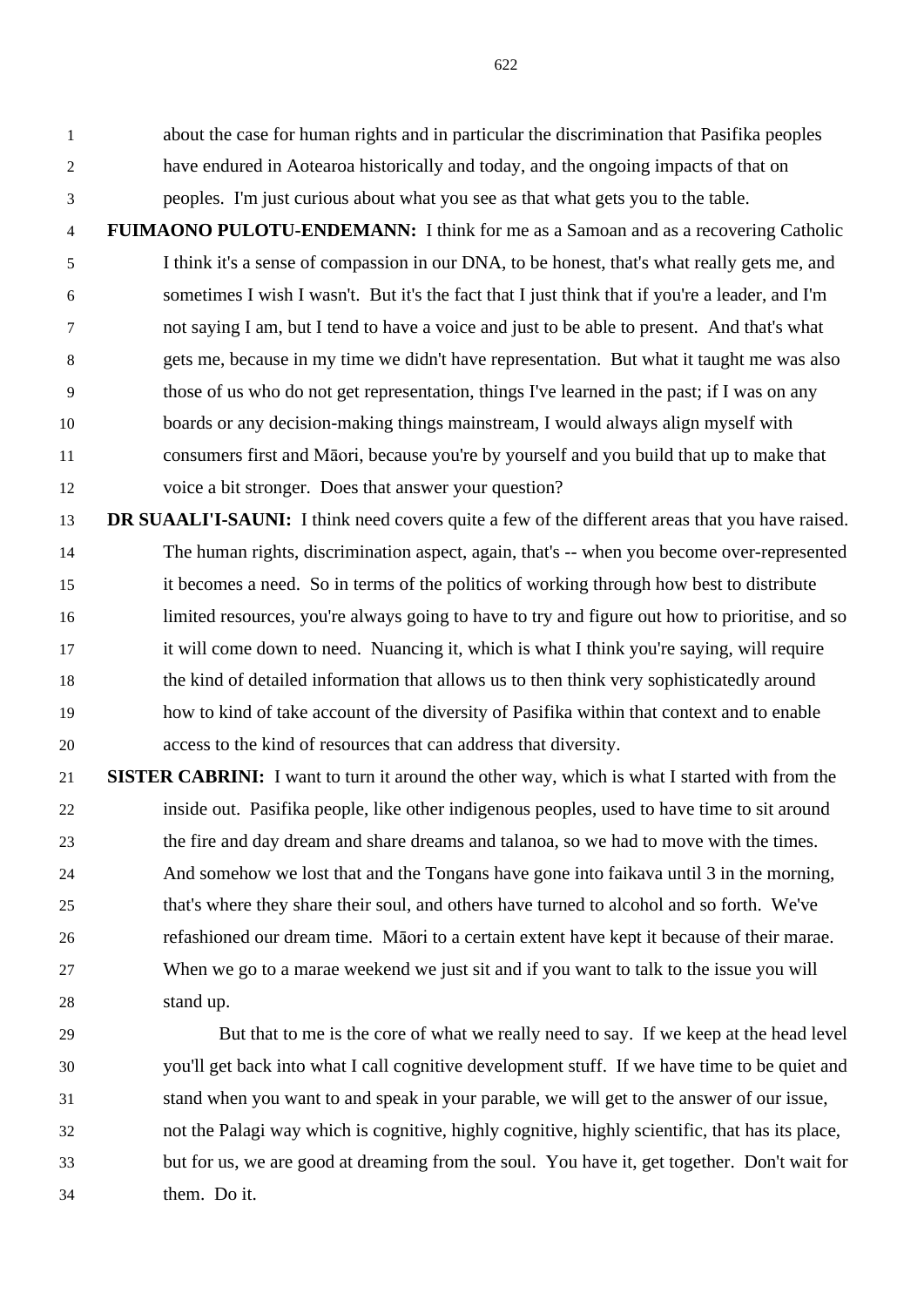about the case for human rights and in particular the discrimination that Pasifika peoples have endured in Aotearoa historically and today, and the ongoing impacts of that on peoples. I'm just curious about what you see as that what gets you to the table.

**FUIMAONO PULOTU-ENDEMANN:** I think for me as a Samoan and as a recovering Catholic I think it's a sense of compassion in our DNA, to be honest, that's what really gets me, and sometimes I wish I wasn't. But it's the fact that I just think that if you're a leader, and I'm not saying I am, but I tend to have a voice and just to be able to present. And that's what gets me, because in my time we didn't have representation. But what it taught me was also those of us who do not get representation, things I've learned in the past; if I was on any boards or any decision-making things mainstream, I would always align myself with consumers first and Māori, because you're by yourself and you build that up to make that voice a bit stronger. Does that answer your question?

**DR SUAALI'I-SAUNI:** I think need covers quite a few of the different areas that you have raised. The human rights, discrimination aspect, again, that's -- when you become over-represented it becomes a need. So in terms of the politics of working through how best to distribute limited resources, you're always going to have to try and figure out how to prioritise, and so it will come down to need. Nuancing it, which is what I think you're saying, will require the kind of detailed information that allows us to then think very sophisticatedly around how to kind of take account of the diversity of Pasifika within that context and to enable access to the kind of resources that can address that diversity.

**SISTER CABRINI:** I want to turn it around the other way, which is what I started with from the inside out. Pasifika people, like other indigenous peoples, used to have time to sit around the fire and day dream and share dreams and talanoa, so we had to move with the times. And somehow we lost that and the Tongans have gone into faikava until 3 in the morning, that's where they share their soul, and others have turned to alcohol and so forth. We've refashioned our dream time. Māori to a certain extent have kept it because of their marae. When we go to a marae weekend we just sit and if you want to talk to the issue you will stand up.

But that to me is the core of what we really need to say. If we keep at the head level you'll get back into what I call cognitive development stuff. If we have time to be quiet and stand when you want to and speak in your parable, we will get to the answer of our issue, not the Palagi way which is cognitive, highly cognitive, highly scientific, that has its place, but for us, we are good at dreaming from the soul. You have it, get together. Don't wait for them. Do it.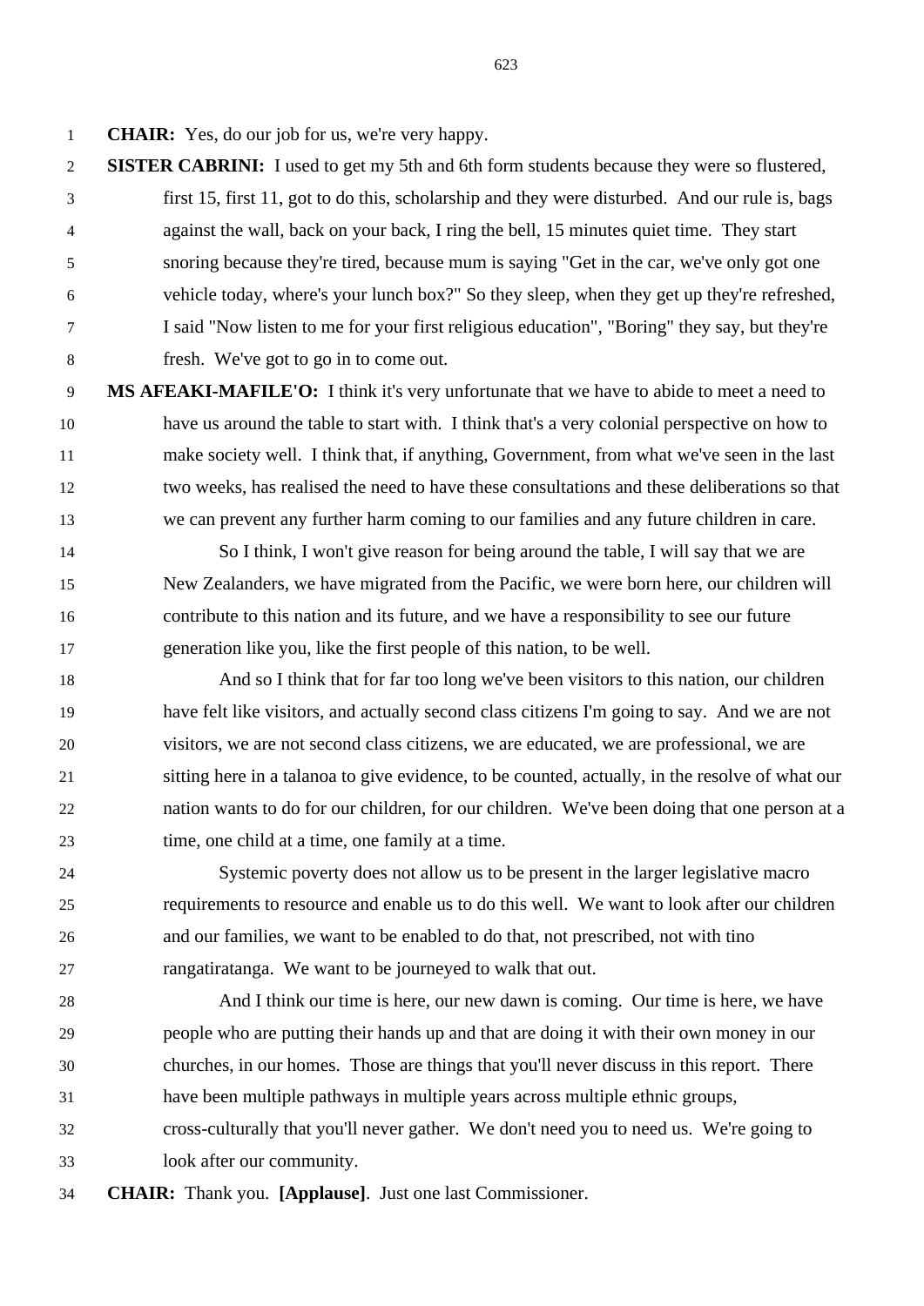**CHAIR:** Yes, do our job for us, we're very happy.

**SISTER CABRINI:** I used to get my 5th and 6th form students because they were so flustered, first 15, first 11, got to do this, scholarship and they were disturbed. And our rule is, bags against the wall, back on your back, I ring the bell, 15 minutes quiet time. They start snoring because they're tired, because mum is saying "Get in the car, we've only got one vehicle today, where's your lunch box?" So they sleep, when they get up they're refreshed, I said "Now listen to me for your first religious education", "Boring" they say, but they're fresh. We've got to go in to come out.

**MS AFEAKI-MAFILE'O:** I think it's very unfortunate that we have to abide to meet a need to have us around the table to start with. I think that's a very colonial perspective on how to make society well. I think that, if anything, Government, from what we've seen in the last two weeks, has realised the need to have these consultations and these deliberations so that we can prevent any further harm coming to our families and any future children in care.

So I think, I won't give reason for being around the table, I will say that we are New Zealanders, we have migrated from the Pacific, we were born here, our children will contribute to this nation and its future, and we have a responsibility to see our future generation like you, like the first people of this nation, to be well.

And so I think that for far too long we've been visitors to this nation, our children have felt like visitors, and actually second class citizens I'm going to say. And we are not visitors, we are not second class citizens, we are educated, we are professional, we are sitting here in a talanoa to give evidence, to be counted, actually, in the resolve of what our nation wants to do for our children, for our children. We've been doing that one person at a time, one child at a time, one family at a time.

Systemic poverty does not allow us to be present in the larger legislative macro requirements to resource and enable us to do this well. We want to look after our children and our families, we want to be enabled to do that, not prescribed, not with tino rangatiratanga. We want to be journeyed to walk that out.

And I think our time is here, our new dawn is coming. Our time is here, we have people who are putting their hands up and that are doing it with their own money in our churches, in our homes. Those are things that you'll never discuss in this report. There have been multiple pathways in multiple years across multiple ethnic groups, cross-culturally that you'll never gather. We don't need you to need us. We're going to look after our community.

**CHAIR:** Thank you. **[Applause]**. Just one last Commissioner.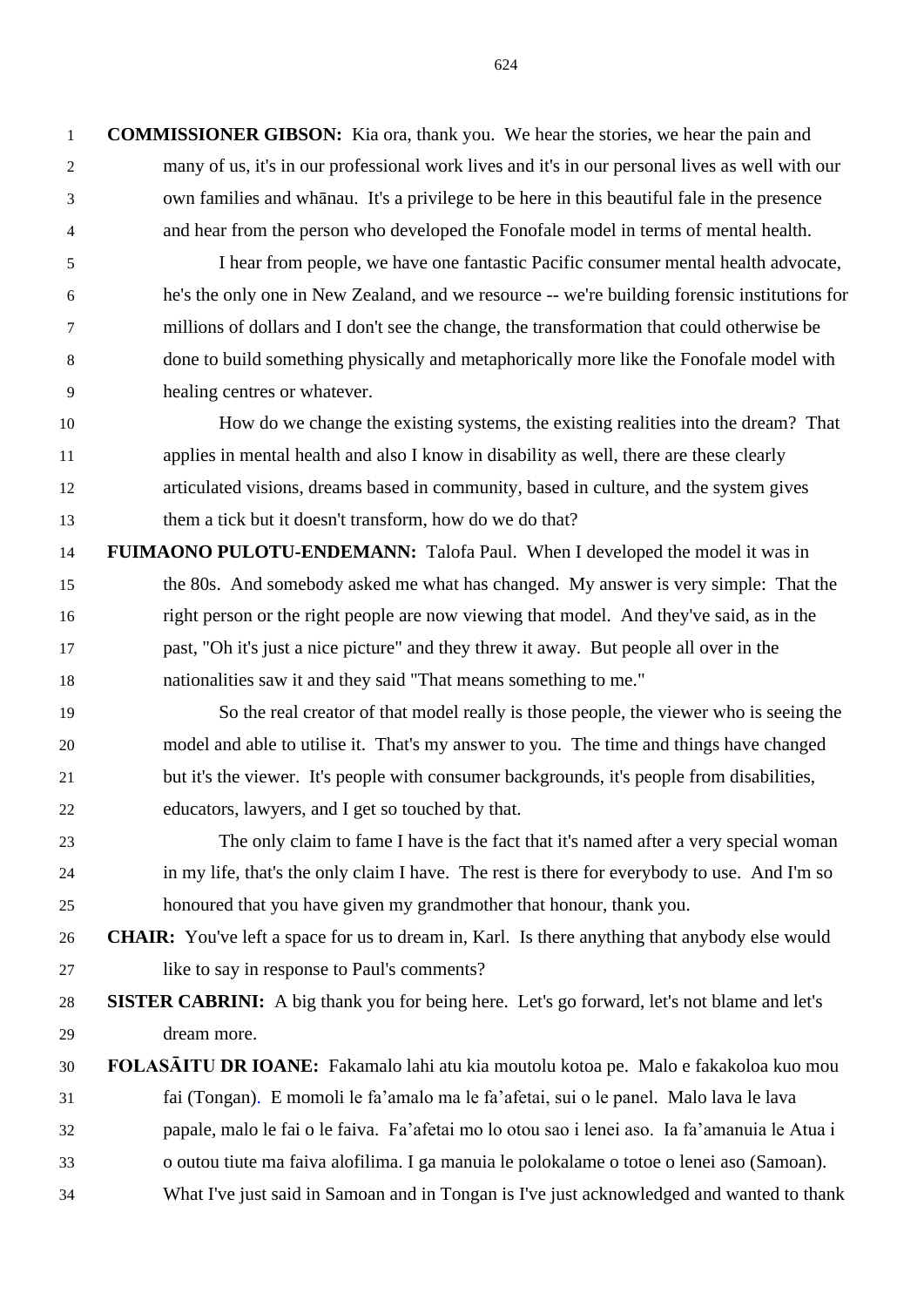**COMMISSIONER GIBSON:** Kia ora, thank you. We hear the stories, we hear the pain and many of us, it's in our professional work lives and it's in our personal lives as well with our own families and whānau. It's a privilege to be here in this beautiful fale in the presence and hear from the person who developed the Fonofale model in terms of mental health.

I hear from people, we have one fantastic Pacific consumer mental health advocate, he's the only one in New Zealand, and we resource -- we're building forensic institutions for millions of dollars and I don't see the change, the transformation that could otherwise be done to build something physically and metaphorically more like the Fonofale model with healing centres or whatever.

How do we change the existing systems, the existing realities into the dream? That applies in mental health and also I know in disability as well, there are these clearly articulated visions, dreams based in community, based in culture, and the system gives them a tick but it doesn't transform, how do we do that?

**FUIMAONO PULOTU-ENDEMANN:** Talofa Paul. When I developed the model it was in the 80s. And somebody asked me what has changed. My answer is very simple: That the right person or the right people are now viewing that model. And they've said, as in the past, "Oh it's just a nice picture" and they threw it away. But people all over in the nationalities saw it and they said "That means something to me."

So the real creator of that model really is those people, the viewer who is seeing the model and able to utilise it. That's my answer to you. The time and things have changed but it's the viewer. It's people with consumer backgrounds, it's people from disabilities, educators, lawyers, and I get so touched by that.

The only claim to fame I have is the fact that it's named after a very special woman in my life, that's the only claim I have. The rest is there for everybody to use. And I'm so honoured that you have given my grandmother that honour, thank you.

**CHAIR:** You've left a space for us to dream in, Karl. Is there anything that anybody else would like to say in response to Paul's comments?

**SISTER CABRINI:** A big thank you for being here. Let's go forward, let's not blame and let's dream more.

**FOLASĀITU DR IOANE:** Fakamalo lahi atu kia moutolu kotoa pe. Malo e fakakoloa kuo mou fai (Tongan). E momoli le fa'amalo ma le fa'afetai, sui o le panel. Malo lava le lava papale, malo le fai o le faiva. Fa'afetai mo lo otou sao i lenei aso. Ia fa'amanuia le Atua i o outou tiute ma faiva alofilima. I ga manuia le polokalame o totoe o lenei aso (Samoan). What I've just said in Samoan and in Tongan is I've just acknowledged and wanted to thank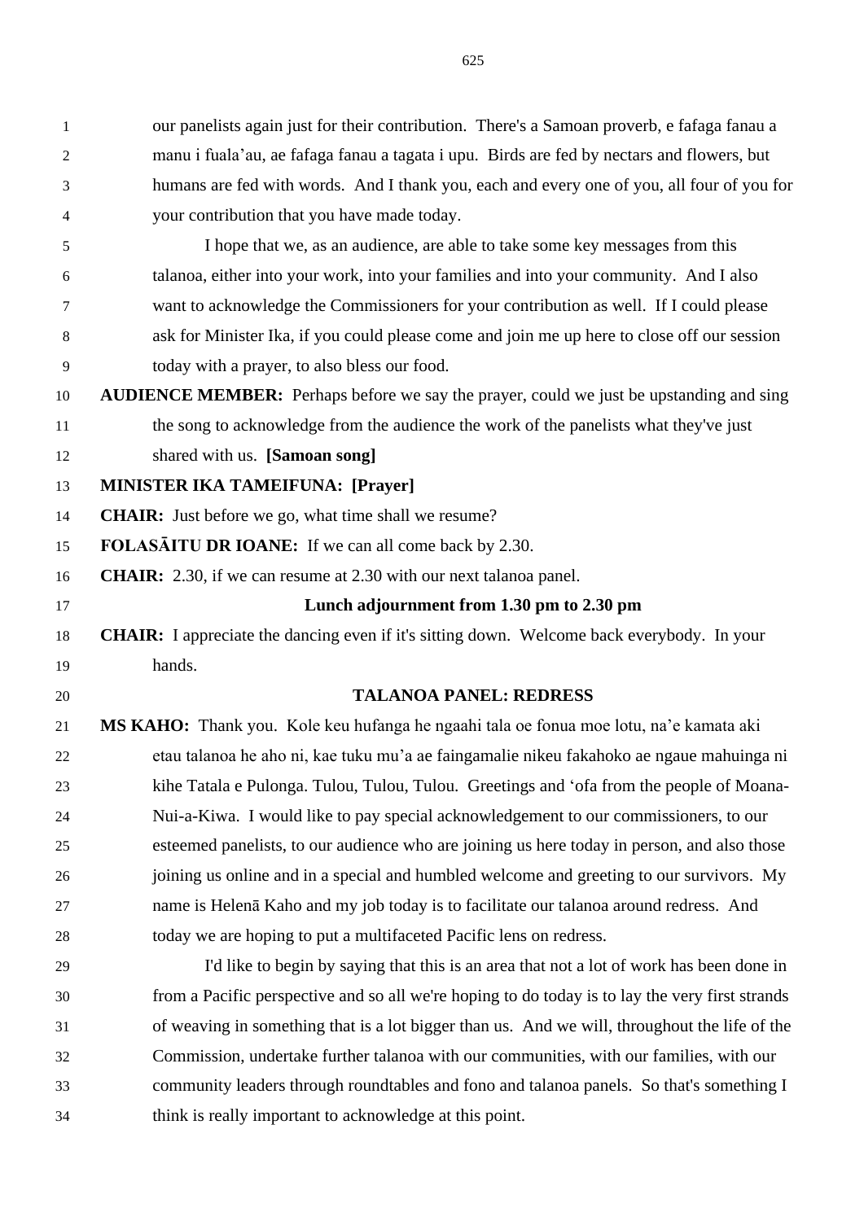our panelists again just for their contribution. There's a Samoan proverb, e fafaga fanau a manu i fuala'au, ae fafaga fanau a tagata i upu. Birds are fed by nectars and flowers, but humans are fed with words. And I thank you, each and every one of you, all four of you for your contribution that you have made today.

I hope that we, as an audience, are able to take some key messages from this talanoa, either into your work, into your families and into your community. And I also want to acknowledge the Commissioners for your contribution as well. If I could please ask for Minister Ika, if you could please come and join me up here to close off our session today with a prayer, to also bless our food.

**AUDIENCE MEMBER:** Perhaps before we say the prayer, could we just be upstanding and sing the song to acknowledge from the audience the work of the panelists what they've just shared with us. **[Samoan song]**

**MINISTER IKA TAMEIFUNA: [Prayer]**

**CHAIR:** Just before we go, what time shall we resume?

**FOLASĀITU DR IOANE:** If we can all come back by 2.30.

**CHAIR:** 2.30, if we can resume at 2.30 with our next talanoa panel.

**Lunch adjournment from 1.30 pm to 2.30 pm**

**CHAIR:** I appreciate the dancing even if it's sitting down. Welcome back everybody. In your hands.

## TALANOA PANEL: REDRESS

**MS KAHO:** Thank you. Kole keu hufanga he ngaahi tala oe fonua moe lotu, na'e kamata aki etau talanoa he aho ni, kae tuku mu'a ae faingamalie nikeu fakahoko ae ngaue mahuinga ni kihe Tatala e Pulonga. Tulou, Tulou, Tulou. Greetings and 'ofa from the people of Moana-Nui-a-Kiwa. I would like to pay special acknowledgement to our commissioners, to our esteemed panelists, to our audience who are joining us here today in person, and also those joining us online and in a special and humbled welcome and greeting to our survivors. My name is Helenā Kaho and my job today is to facilitate our talanoa around redress. And today we are hoping to put a multifaceted Pacific lens on redress.

I'd like to begin by saying that this is an area that not a lot of work has been done in from a Pacific perspective and so all we're hoping to do today is to lay the very first strands of weaving in something that is a lot bigger than us. And we will, throughout the life of the Commission, undertake further talanoa with our communities, with our families, with our community leaders through roundtables and fono and talanoa panels. So that's something I think is really important to acknowledge at this point.